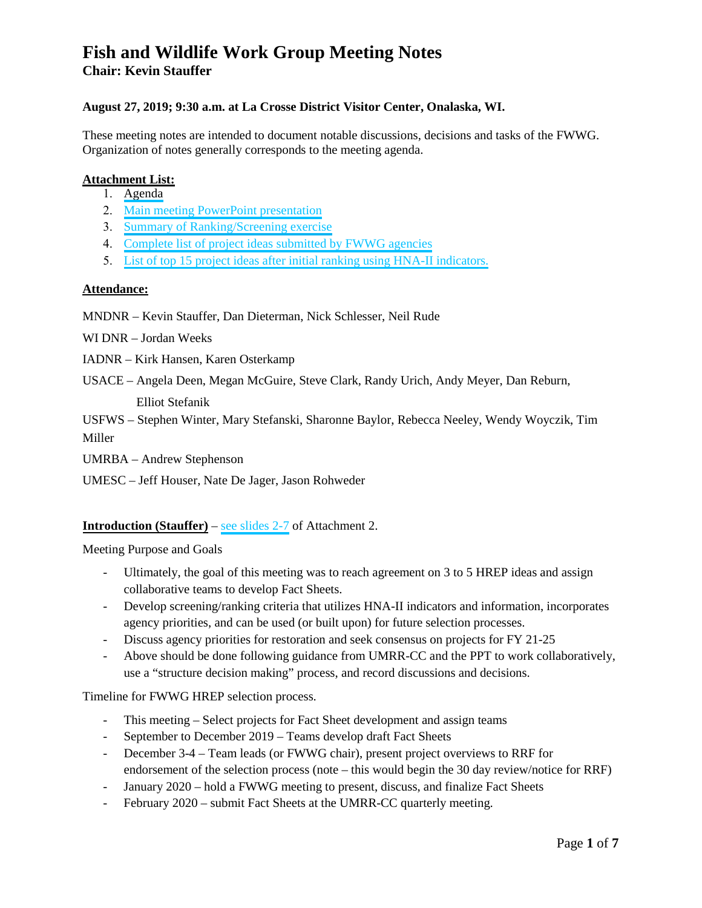# Fish and Wildlife Work Group Meeting Notes

## Chair: Kevin Stauffer

**August 27, 2019; 9:30 a.m. at La Crosse District Visitor Center, Onalaska, WI.**

These meeting notes are intended to document notable discussions, decisions and tasks of the FWWG. Organization of notes generally corresponds to the meeting agenda.

**Attachment List:**

1. Agenda
2. Main meeting PowerPoint presentation
3. Summary of Ranking/Screening exercise
4. Complete list of project ideas submitted by FWWG agencies
5. List of top 15 project ideas after initial ranking using HNA-II indicators.

**Attendance:**

MNDNR – Kevin Stauffer, Dan Dieterman, Nick Schlesser, Neil Rude

WI DNR – Jordan Weeks

IADNR – Kirk Hansen, Karen Osterkamp

USACE – Angela Deen, Megan McGuire, Steve Clark, Randy Urich, Andy Meyer, Dan Reburn, Elliot Stefanik

USFWS – Stephen Winter, Mary Stefanski, Sharonne Baylor, Rebecca Neeley, Wendy Woyczik, Tim Miller

UMRBA – Andrew Stephenson

UMESC – Jeff Houser, Nate De Jager, Jason Rohweder

**Introduction (Stauffer)** – see slides 2-7 of Attachment 2.

Meeting Purpose and Goals

- Ultimately, the goal of this meeting was to reach agreement on 3 to 5 HREP ideas and assign collaborative teams to develop Fact Sheets.
- Develop screening/ranking criteria that utilizes HNA-II indicators and information, incorporates agency priorities, and can be used (or built upon) for future selection processes.
- Discuss agency priorities for restoration and seek consensus on projects for FY 21-25
- Above should be done following guidance from UMRR-CC and the PPT to work collaboratively, use a "structure decision making" process, and record discussions and decisions.

Timeline for FWWG HREP selection process.

- This meeting – Select projects for Fact Sheet development and assign teams
- September to December 2019 – Teams develop draft Fact Sheets
- December 3-4 – Team leads (or FWWG chair), present project overviews to RRF for endorsement of the selection process (note – this would begin the 30 day review/notice for RRF)
- January 2020 – hold a FWWG meeting to present, discuss, and finalize Fact Sheets
- February 2020 – submit Fact Sheets at the UMRR-CC quarterly meeting.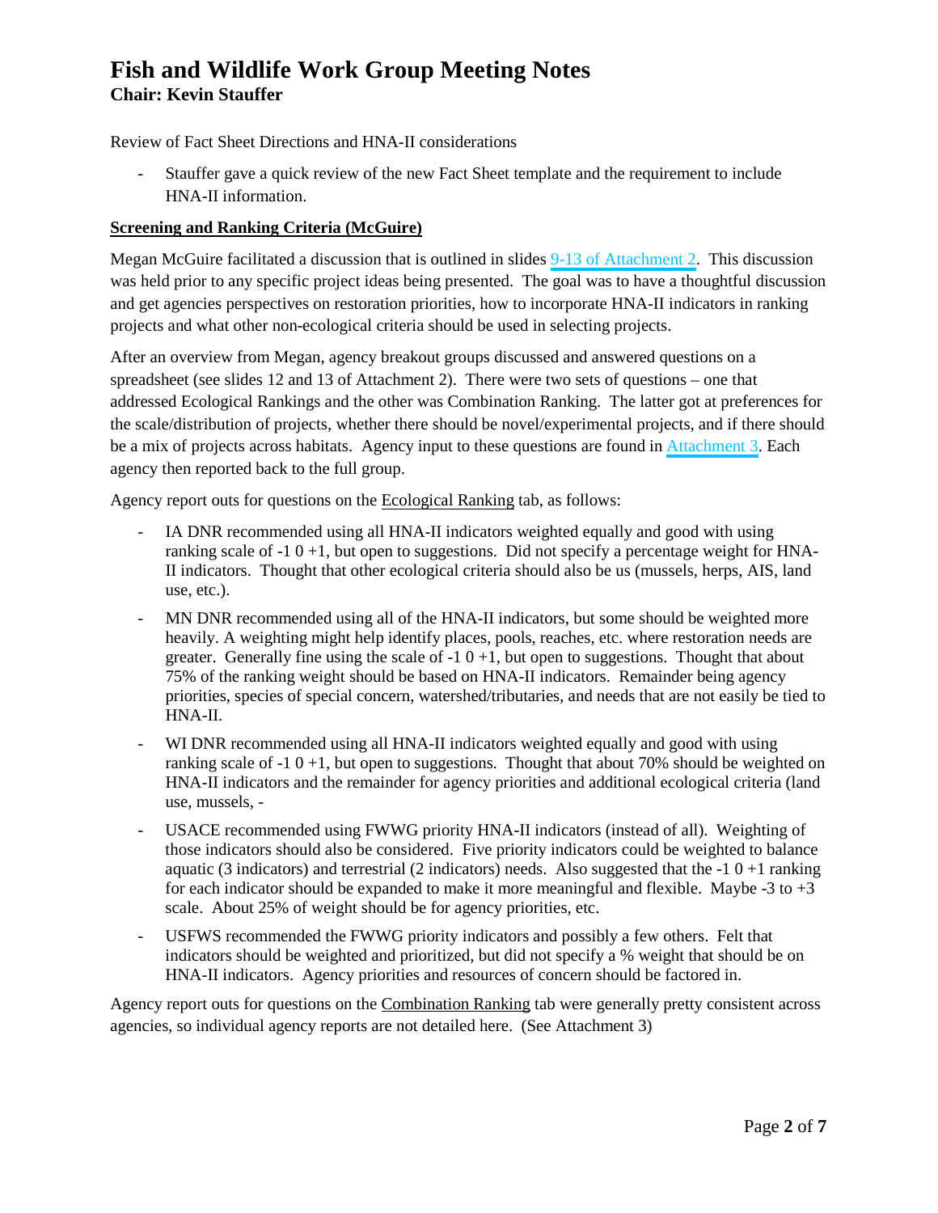# Fish and Wildlife Work Group Meeting Notes

**Chair: Kevin Stauffer**

Review of Fact Sheet Directions and HNA-II considerations

- Stauffer gave a quick review of the new Fact Sheet template and the requirement to include HNA-II information.

**Screening and Ranking Criteria (McGuire)**

Megan McGuire facilitated a discussion that is outlined in slides 9-13 of Attachment 2. This discussion was held prior to any specific project ideas being presented. The goal was to have a thoughtful discussion and get agencies perspectives on restoration priorities, how to incorporate HNA-II indicators in ranking projects and what other non-ecological criteria should be used in selecting projects.

After an overview from Megan, agency breakout groups discussed and answered questions on a spreadsheet (see slides 12 and 13 of Attachment 2). There were two sets of questions – one that addressed Ecological Rankings and the other was Combination Ranking. The latter got at preferences for the scale/distribution of projects, whether there should be novel/experimental projects, and if there should be a mix of projects across habitats. Agency input to these questions are found in Attachment 3. Each agency then reported back to the full group.

Agency report outs for questions on the Ecological Ranking tab, as follows:

- IA DNR recommended using all HNA-II indicators weighted equally and good with using ranking scale of -1 0 +1, but open to suggestions. Did not specify a percentage weight for HNA-II indicators. Thought that other ecological criteria should also be us (mussels, herps, AIS, land use, etc.).
- MN DNR recommended using all of the HNA-II indicators, but some should be weighted more heavily. A weighting might help identify places, pools, reaches, etc. where restoration needs are greater. Generally fine using the scale of -1 0 +1, but open to suggestions. Thought that about 75% of the ranking weight should be based on HNA-II indicators. Remainder being agency priorities, species of special concern, watershed/tributaries, and needs that are not easily be tied to HNA-II.
- WI DNR recommended using all HNA-II indicators weighted equally and good with using ranking scale of -1 0 +1, but open to suggestions. Thought that about 70% should be weighted on HNA-II indicators and the remainder for agency priorities and additional ecological criteria (land use, mussels, -
- USACE recommended using FWWG priority HNA-II indicators (instead of all). Weighting of those indicators should also be considered. Five priority indicators could be weighted to balance aquatic (3 indicators) and terrestrial (2 indicators) needs. Also suggested that the -1 0 +1 ranking for each indicator should be expanded to make it more meaningful and flexible. Maybe -3 to +3 scale. About 25% of weight should be for agency priorities, etc.
- USFWS recommended the FWWG priority indicators and possibly a few others. Felt that indicators should be weighted and prioritized, but did not specify a % weight that should be on HNA-II indicators. Agency priorities and resources of concern should be factored in.

Agency report outs for questions on the Combination Ranking tab were generally pretty consistent across agencies, so individual agency reports are not detailed here. (See Attachment 3)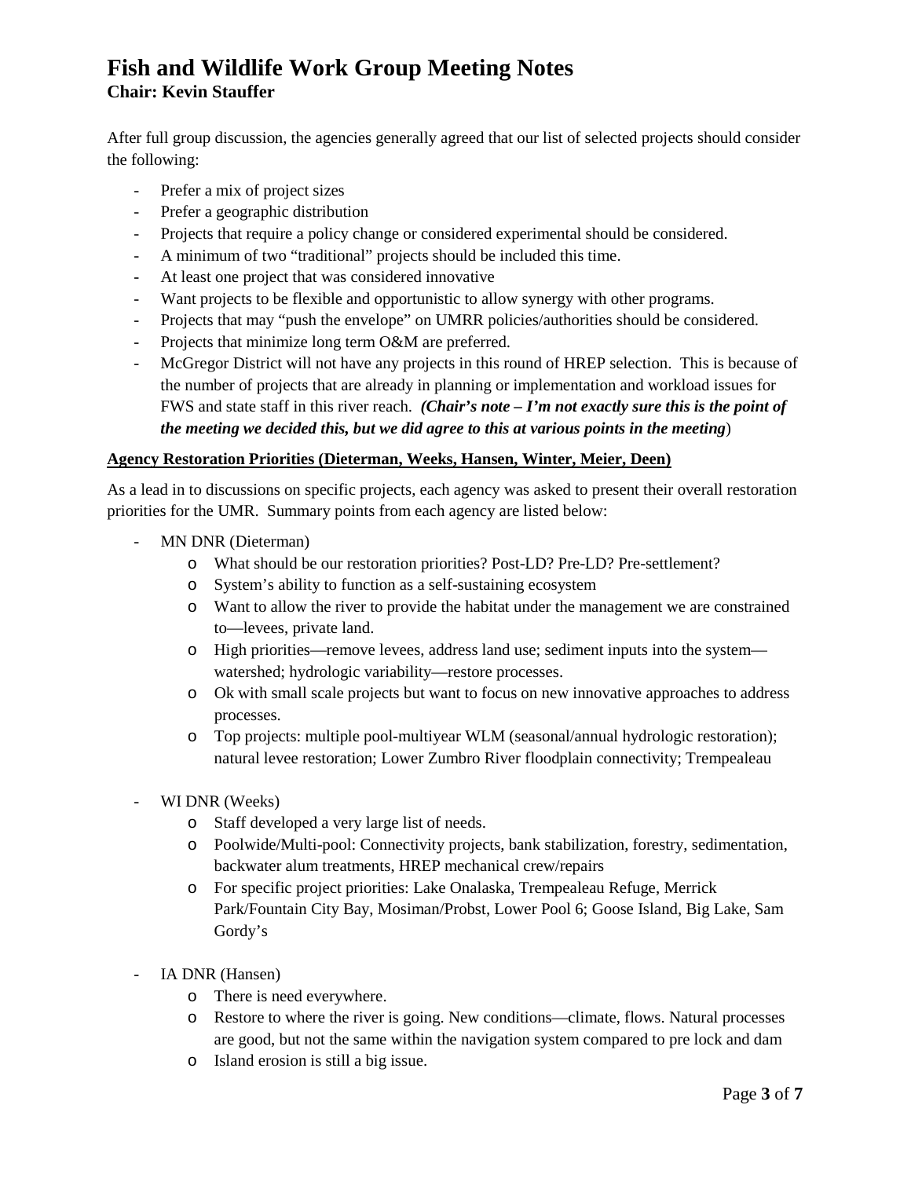# Fish and Wildlife Work Group Meeting Notes

**Chair: Kevin Stauffer**

After full group discussion, the agencies generally agreed that our list of selected projects should consider the following:

- Prefer a mix of project sizes
- Prefer a geographic distribution
- Projects that require a policy change or considered experimental should be considered.
- A minimum of two "traditional" projects should be included this time.
- At least one project that was considered innovative
- Want projects to be flexible and opportunistic to allow synergy with other programs.
- Projects that may "push the envelope" on UMRR policies/authorities should be considered.
- Projects that minimize long term O&M are preferred.
- McGregor District will not have any projects in this round of HREP selection. This is because of the number of projects that are already in planning or implementation and workload issues for FWS and state staff in this river reach. ***(Chair's note – I'm not exactly sure this is the point of the meeting we decided this, but we did agree to this at various points in the meeting***)

**Agency Restoration Priorities (Dieterman, Weeks, Hansen, Winter, Meier, Deen)**

As a lead in to discussions on specific projects, each agency was asked to present their overall restoration priorities for the UMR. Summary points from each agency are listed below:

- MN DNR (Dieterman)
    - What should be our restoration priorities? Post-LD? Pre-LD? Pre-settlement?
    - System's ability to function as a self-sustaining ecosystem
    - Want to allow the river to provide the habitat under the management we are constrained to—levees, private land.
    - High priorities—remove levees, address land use; sediment inputs into the system—watershed; hydrologic variability—restore processes.
    - Ok with small scale projects but want to focus on new innovative approaches to address processes.
    - Top projects: multiple pool-multiyear WLM (seasonal/annual hydrologic restoration); natural levee restoration; Lower Zumbro River floodplain connectivity; Trempealeau

- WI DNR (Weeks)
    - Staff developed a very large list of needs.
    - Poolwide/Multi-pool: Connectivity projects, bank stabilization, forestry, sedimentation, backwater alum treatments, HREP mechanical crew/repairs
    - For specific project priorities: Lake Onalaska, Trempealeau Refuge, Merrick Park/Fountain City Bay, Mosiman/Probst, Lower Pool 6; Goose Island, Big Lake, Sam Gordy's

- IA DNR (Hansen)
    - There is need everywhere.
    - Restore to where the river is going. New conditions—climate, flows. Natural processes are good, but not the same within the navigation system compared to pre lock and dam
    - Island erosion is still a big issue.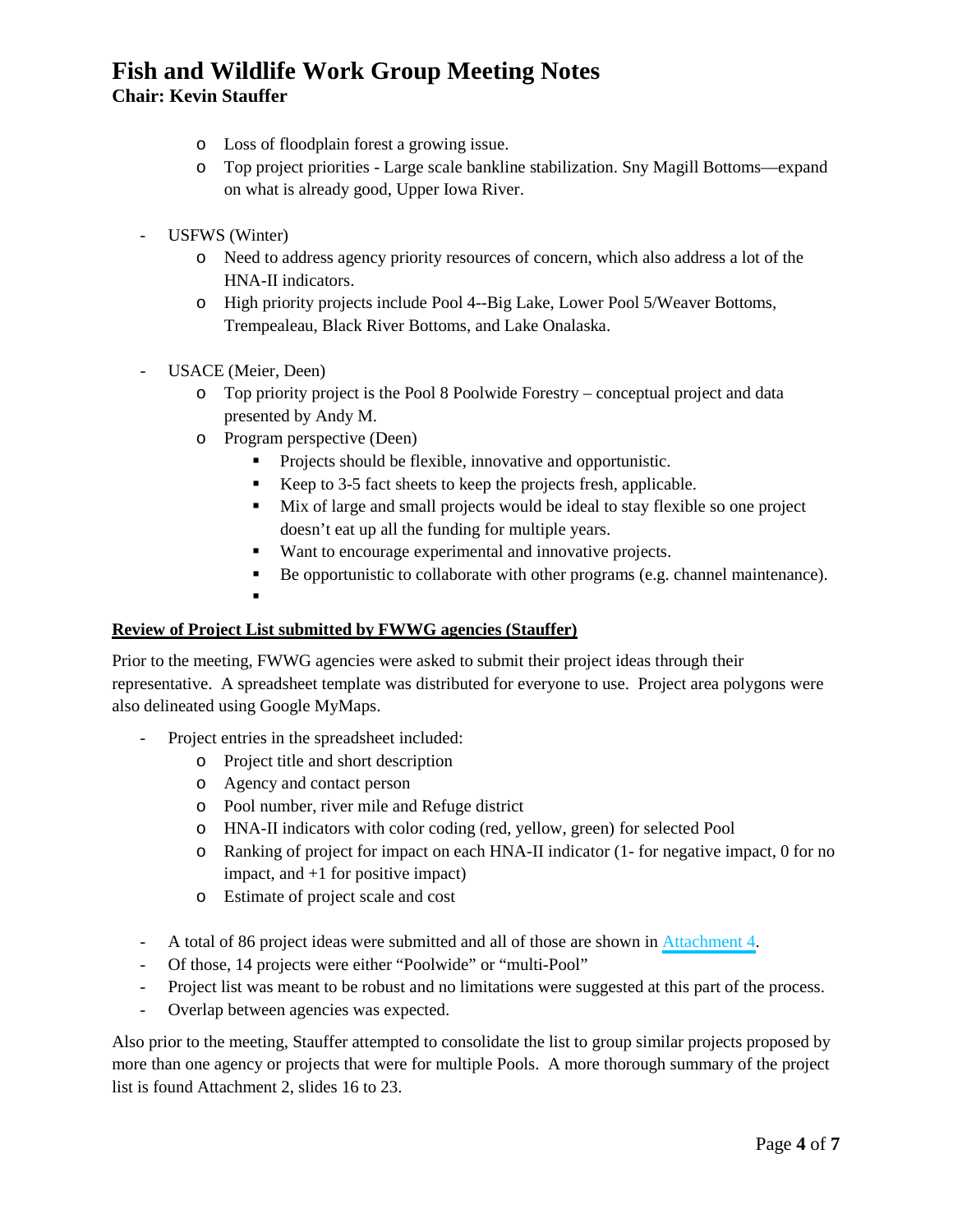- Loss of floodplain forest a growing issue.
  - Top project priorities - Large scale bankline stabilization. Sny Magill Bottoms—expand on what is already good, Upper Iowa River.

- USFWS (Winter)
  - Need to address agency priority resources of concern, which also address a lot of the HNA-II indicators.
  - High priority projects include Pool 4--Big Lake, Lower Pool 5/Weaver Bottoms, Trempealeau, Black River Bottoms, and Lake Onalaska.

- USACE (Meier, Deen)
  - Top priority project is the Pool 8 Poolwide Forestry – conceptual project and data presented by Andy M.
  - Program perspective (Deen)
    - Projects should be flexible, innovative and opportunistic.
    - Keep to 3-5 fact sheets to keep the projects fresh, applicable.
    - Mix of large and small projects would be ideal to stay flexible so one project doesn't eat up all the funding for multiple years.
    - Want to encourage experimental and innovative projects.
    - Be opportunistic to collaborate with other programs (e.g. channel maintenance).

**Review of Project List submitted by FWWG agencies (Stauffer)**

Prior to the meeting, FWWG agencies were asked to submit their project ideas through their representative. A spreadsheet template was distributed for everyone to use. Project area polygons were also delineated using Google MyMaps.

- Project entries in the spreadsheet included:
  - Project title and short description
  - Agency and contact person
  - Pool number, river mile and Refuge district
  - HNA-II indicators with color coding (red, yellow, green) for selected Pool
  - Ranking of project for impact on each HNA-II indicator (1- for negative impact, 0 for no impact, and +1 for positive impact)
  - Estimate of project scale and cost

- A total of 86 project ideas were submitted and all of those are shown in Attachment 4.
- Of those, 14 projects were either "Poolwide" or "multi-Pool"
- Project list was meant to be robust and no limitations were suggested at this part of the process.
- Overlap between agencies was expected.

Also prior to the meeting, Stauffer attempted to consolidate the list to group similar projects proposed by more than one agency or projects that were for multiple Pools. A more thorough summary of the project list is found Attachment 2, slides 16 to 23.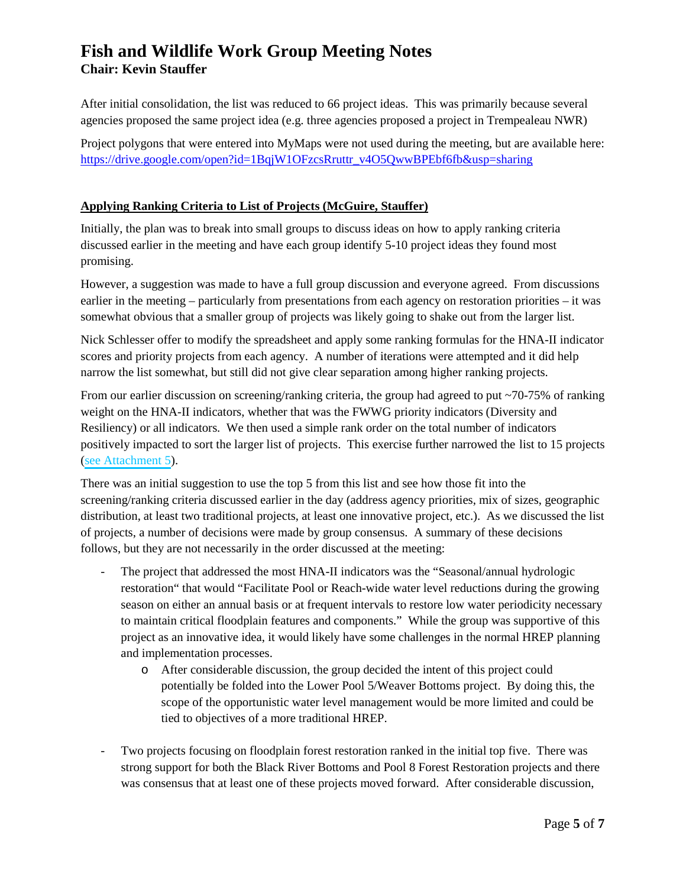After initial consolidation, the list was reduced to 66 project ideas. This was primarily because several agencies proposed the same project idea (e.g. three agencies proposed a project in Trempealeau NWR)

Project polygons that were entered into MyMaps were not used during the meeting, but are available here: https://drive.google.com/open?id=1BqjW1OFzcsRruttr_v4O5QwwBPEbf6fb&usp=sharing

**Applying Ranking Criteria to List of Projects (McGuire, Stauffer)**

Initially, the plan was to break into small groups to discuss ideas on how to apply ranking criteria discussed earlier in the meeting and have each group identify 5-10 project ideas they found most promising.

However, a suggestion was made to have a full group discussion and everyone agreed. From discussions earlier in the meeting – particularly from presentations from each agency on restoration priorities – it was somewhat obvious that a smaller group of projects was likely going to shake out from the larger list.

Nick Schlesser offer to modify the spreadsheet and apply some ranking formulas for the HNA-II indicator scores and priority projects from each agency. A number of iterations were attempted and it did help narrow the list somewhat, but still did not give clear separation among higher ranking projects.

From our earlier discussion on screening/ranking criteria, the group had agreed to put ~70-75% of ranking weight on the HNA-II indicators, whether that was the FWWG priority indicators (Diversity and Resiliency) or all indicators. We then used a simple rank order on the total number of indicators positively impacted to sort the larger list of projects. This exercise further narrowed the list to 15 projects (see Attachment 5).

There was an initial suggestion to use the top 5 from this list and see how those fit into the screening/ranking criteria discussed earlier in the day (address agency priorities, mix of sizes, geographic distribution, at least two traditional projects, at least one innovative project, etc.). As we discussed the list of projects, a number of decisions were made by group consensus. A summary of these decisions follows, but they are not necessarily in the order discussed at the meeting:

- The project that addressed the most HNA-II indicators was the "Seasonal/annual hydrologic restoration" that would "Facilitate Pool or Reach-wide water level reductions during the growing season on either an annual basis or at frequent intervals to restore low water periodicity necessary to maintain critical floodplain features and components." While the group was supportive of this project as an innovative idea, it would likely have some challenges in the normal HREP planning and implementation processes.
    - After considerable discussion, the group decided the intent of this project could potentially be folded into the Lower Pool 5/Weaver Bottoms project. By doing this, the scope of the opportunistic water level management would be more limited and could be tied to objectives of a more traditional HREP.
- Two projects focusing on floodplain forest restoration ranked in the initial top five. There was strong support for both the Black River Bottoms and Pool 8 Forest Restoration projects and there was consensus that at least one of these projects moved forward. After considerable discussion,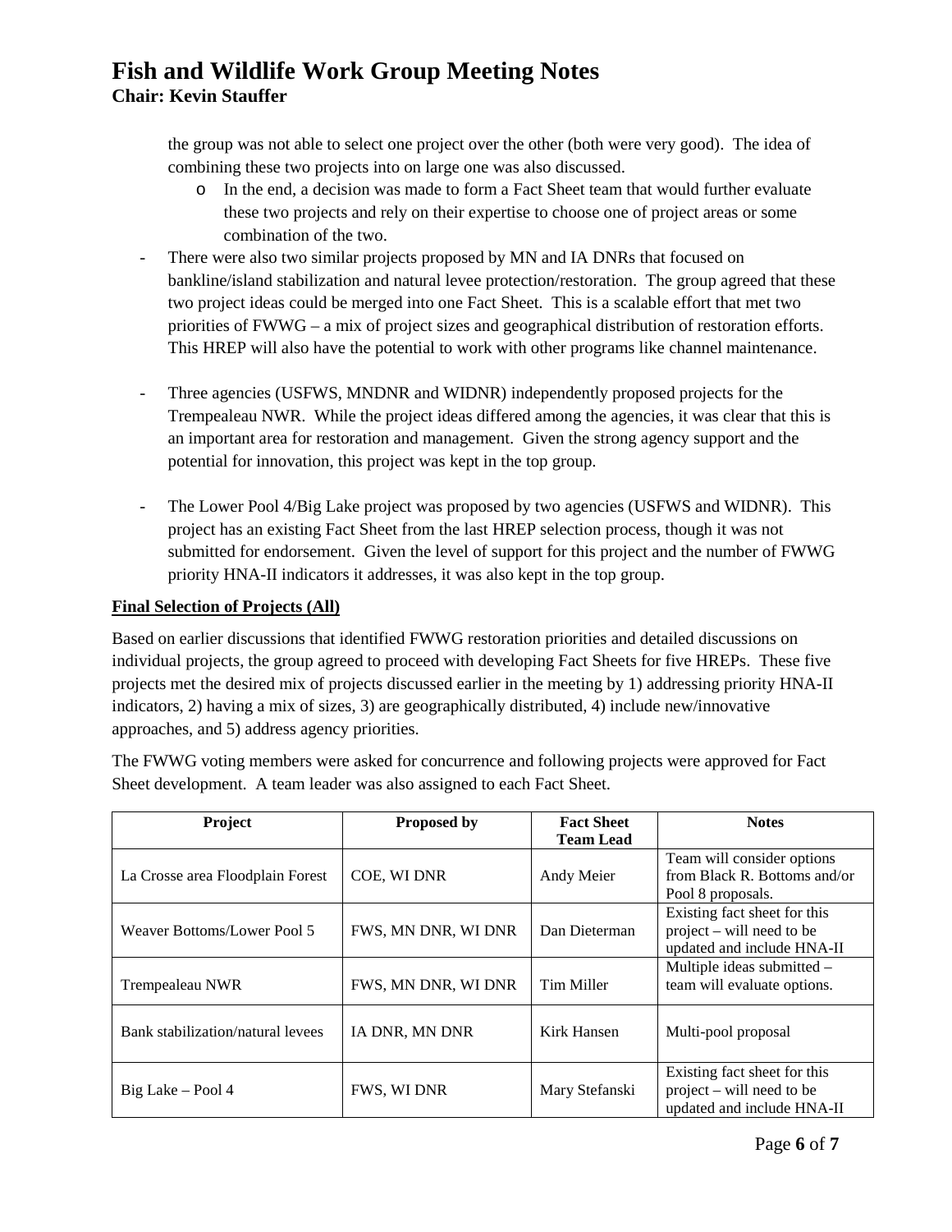the group was not able to select one project over the other (both were very good). The idea of combining these two projects into on large one was also discussed.

- In the end, a decision was made to form a Fact Sheet team that would further evaluate these two projects and rely on their expertise to choose one of project areas or some combination of the two.

- There were also two similar projects proposed by MN and IA DNRs that focused on bankline/island stabilization and natural levee protection/restoration. The group agreed that these two project ideas could be merged into one Fact Sheet. This is a scalable effort that met two priorities of FWWG – a mix of project sizes and geographical distribution of restoration efforts. This HREP will also have the potential to work with other programs like channel maintenance.

- Three agencies (USFWS, MNDNR and WIDNR) independently proposed projects for the Trempealeau NWR. While the project ideas differed among the agencies, it was clear that this is an important area for restoration and management. Given the strong agency support and the potential for innovation, this project was kept in the top group.

- The Lower Pool 4/Big Lake project was proposed by two agencies (USFWS and WIDNR). This project has an existing Fact Sheet from the last HREP selection process, though it was not submitted for endorsement. Given the level of support for this project and the number of FWWG priority HNA-II indicators it addresses, it was also kept in the top group.

**Final Selection of Projects (All)**

Based on earlier discussions that identified FWWG restoration priorities and detailed discussions on individual projects, the group agreed to proceed with developing Fact Sheets for five HREPs. These five projects met the desired mix of projects discussed earlier in the meeting by 1) addressing priority HNA-II indicators, 2) having a mix of sizes, 3) are geographically distributed, 4) include new/innovative approaches, and 5) address agency priorities.

The FWWG voting members were asked for concurrence and following projects were approved for Fact Sheet development. A team leader was also assigned to each Fact Sheet.

| Project | Proposed by | Fact Sheet Team Lead | Notes |
|---|---|---|---|
| La Crosse area Floodplain Forest | COE, WI DNR | Andy Meier | Team will consider options from Black R. Bottoms and/or Pool 8 proposals. |
| Weaver Bottoms/Lower Pool 5 | FWS, MN DNR, WI DNR | Dan Dieterman | Existing fact sheet for this project – will need to be updated and include HNA-II |
| Trempealeau NWR | FWS, MN DNR, WI DNR | Tim Miller | Multiple ideas submitted – team will evaluate options. |
| Bank stabilization/natural levees | IA DNR, MN DNR | Kirk Hansen | Multi-pool proposal |
| Big Lake – Pool 4 | FWS, WI DNR | Mary Stefanski | Existing fact sheet for this project – will need to be updated and include HNA-II |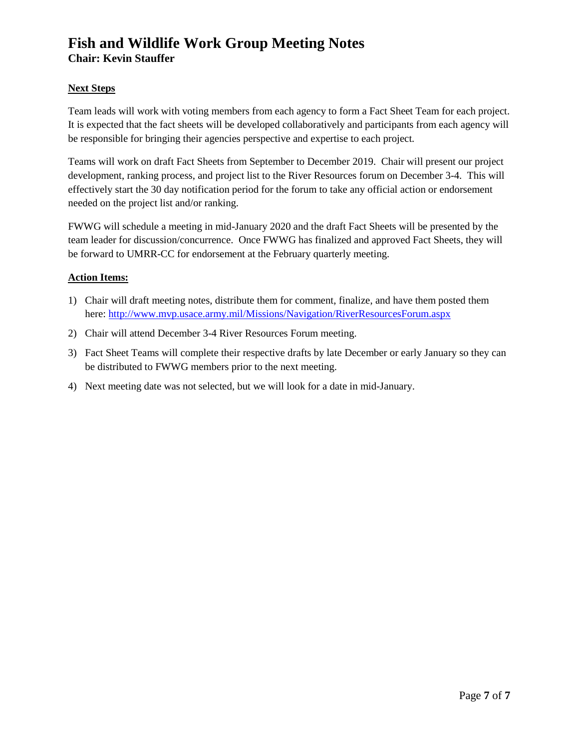# Fish and Wildlife Work Group Meeting Notes
**Chair: Kevin Stauffer**

**Next Steps**

Team leads will work with voting members from each agency to form a Fact Sheet Team for each project. It is expected that the fact sheets will be developed collaboratively and participants from each agency will be responsible for bringing their agencies perspective and expertise to each project.

Teams will work on draft Fact Sheets from September to December 2019. Chair will present our project development, ranking process, and project list to the River Resources forum on December 3-4. This will effectively start the 30 day notification period for the forum to take any official action or endorsement needed on the project list and/or ranking.

FWWG will schedule a meeting in mid-January 2020 and the draft Fact Sheets will be presented by the team leader for discussion/concurrence. Once FWWG has finalized and approved Fact Sheets, they will be forward to UMRR-CC for endorsement at the February quarterly meeting.

**Action Items:**

1) Chair will draft meeting notes, distribute them for comment, finalize, and have them posted them here: http://www.mvp.usace.army.mil/Missions/Navigation/RiverResourcesForum.aspx
2) Chair will attend December 3-4 River Resources Forum meeting.
3) Fact Sheet Teams will complete their respective drafts by late December or early January so they can be distributed to FWWG members prior to the next meeting.
4) Next meeting date was not selected, but we will look for a date in mid-January.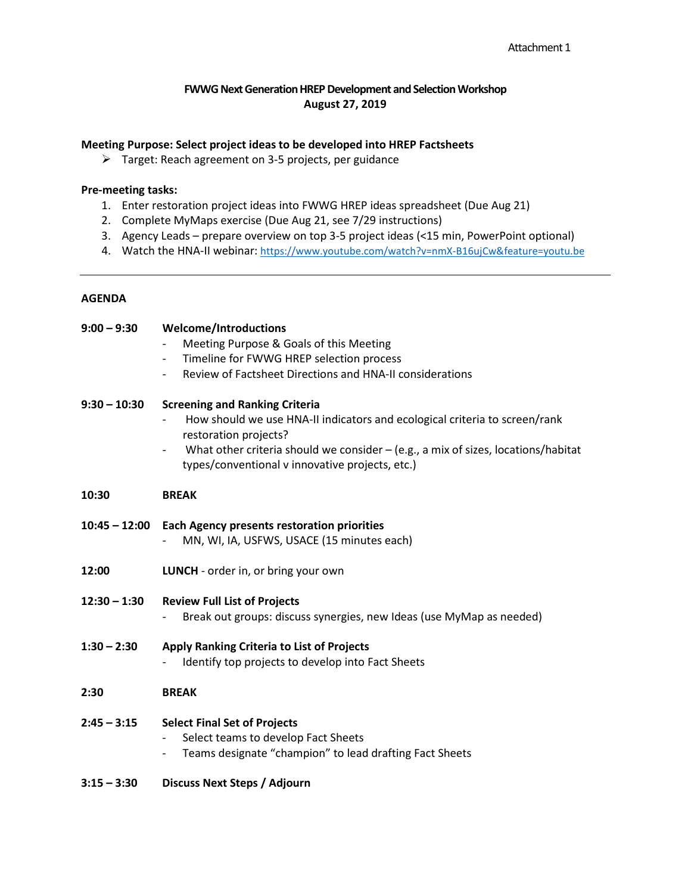Attachment 1

# FWWG Next Generation HREP Development and Selection Workshop
## August 27, 2019

**Meeting Purpose: Select project ideas to be developed into HREP Factsheets**

- Target: Reach agreement on 3-5 projects, per guidance

**Pre-meeting tasks:**

1. Enter restoration project ideas into FWWG HREP ideas spreadsheet (Due Aug 21)
2. Complete MyMaps exercise (Due Aug 21, see 7/29 instructions)
3. Agency Leads – prepare overview on top 3-5 project ideas (<15 min, PowerPoint optional)
4. Watch the HNA-II webinar: https://www.youtube.com/watch?v=nmX-B16ujCw&feature=youtu.be

---

**AGENDA**

**9:00 – 9:30** **Welcome/Introductions**
- Meeting Purpose & Goals of this Meeting
- Timeline for FWWG HREP selection process
- Review of Factsheet Directions and HNA-II considerations

**9:30 – 10:30** **Screening and Ranking Criteria**
- How should we use HNA-II indicators and ecological criteria to screen/rank restoration projects?
- What other criteria should we consider – (e.g., a mix of sizes, locations/habitat types/conventional v innovative projects, etc.)

**10:30** **BREAK**

**10:45 – 12:00** **Each Agency presents restoration priorities**
- MN, WI, IA, USFWS, USACE (15 minutes each)

**12:00** **LUNCH** - order in, or bring your own

**12:30 – 1:30** **Review Full List of Projects**
- Break out groups: discuss synergies, new Ideas (use MyMap as needed)

**1:30 – 2:30** **Apply Ranking Criteria to List of Projects**
- Identify top projects to develop into Fact Sheets

**2:30** **BREAK**

**2:45 – 3:15** **Select Final Set of Projects**
- Select teams to develop Fact Sheets
- Teams designate "champion" to lead drafting Fact Sheets

**3:15 – 3:30** **Discuss Next Steps / Adjourn**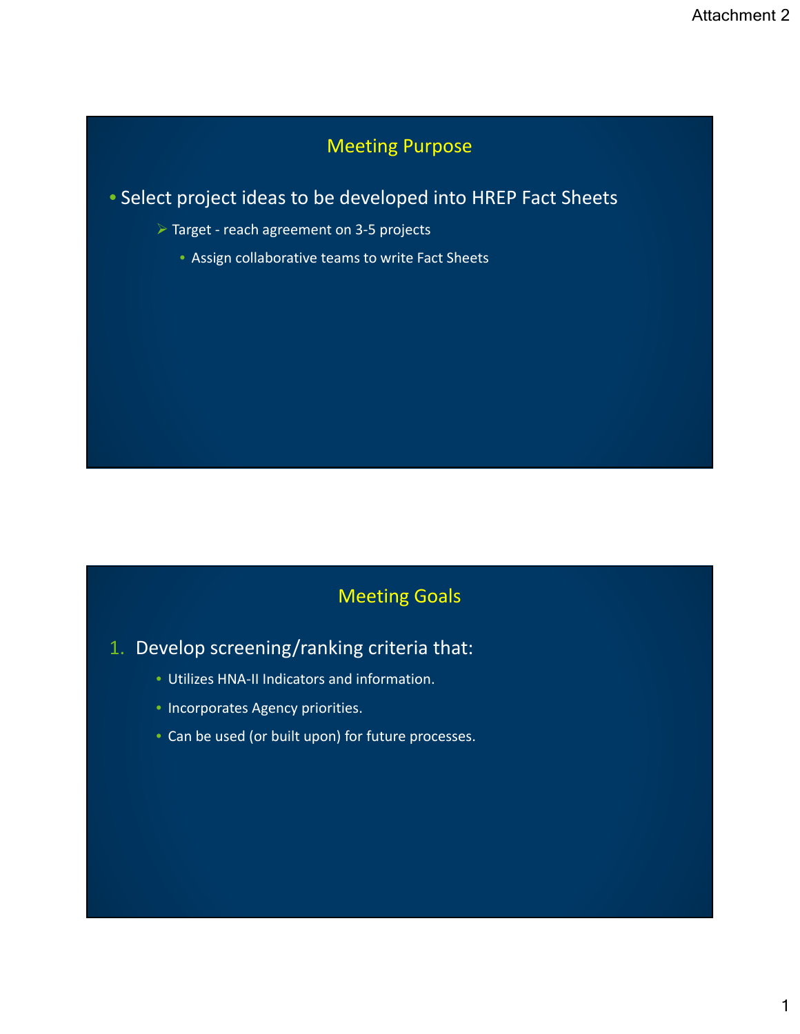Attachment 2

## Meeting Purpose

- Select project ideas to be developed into HREP Fact Sheets
  - Target - reach agreement on 3-5 projects
    - Assign collaborative teams to write Fact Sheets

## Meeting Goals

1. Develop screening/ranking criteria that:
   - Utilizes HNA-II Indicators and information.
   - Incorporates Agency priorities.
   - Can be used (or built upon) for future processes.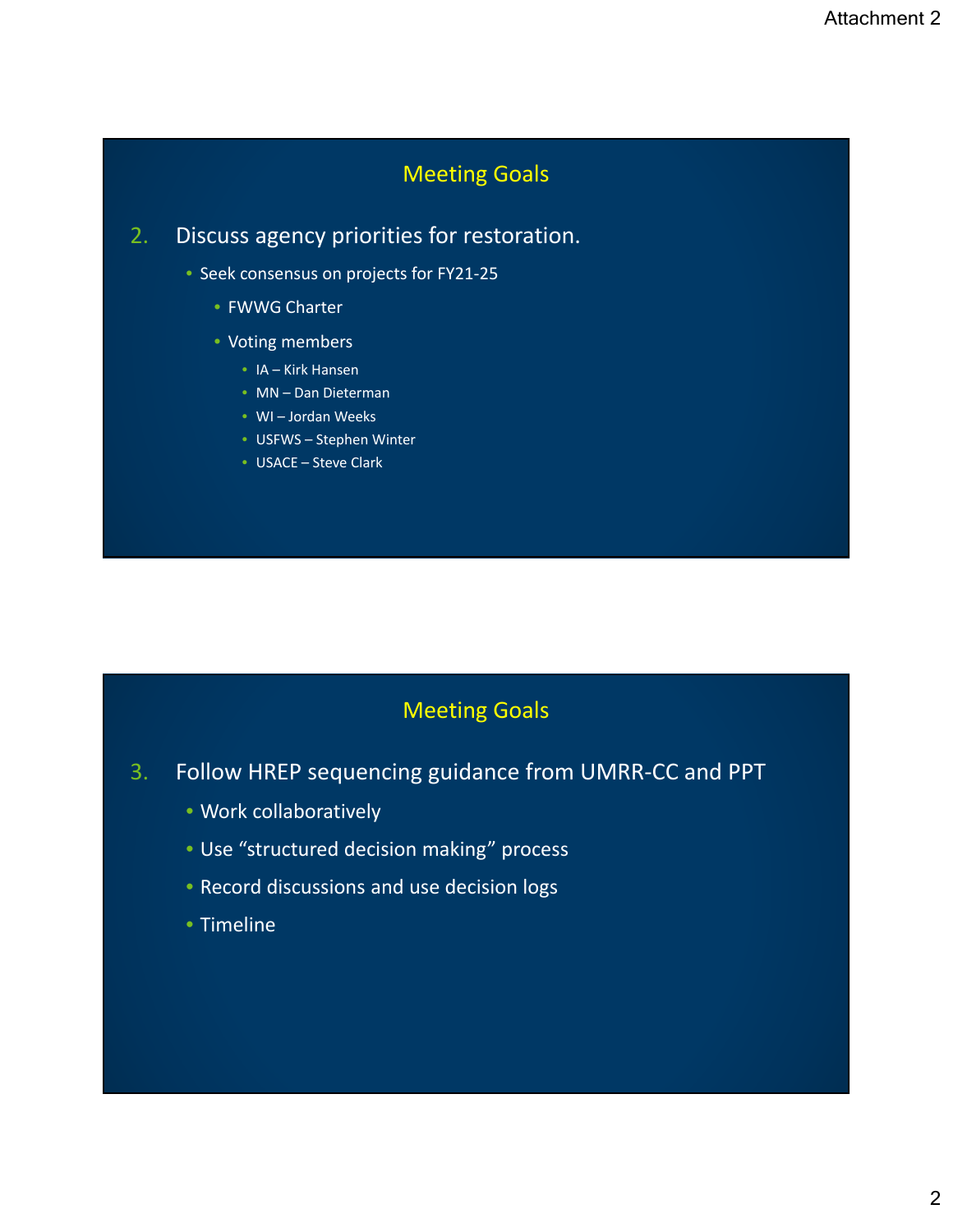Attachment 2

## Meeting Goals

2. Discuss agency priorities for restoration.
   - Seek consensus on projects for FY21-25
     - FWWG Charter
     - Voting members
       - IA – Kirk Hansen
       - MN – Dan Dieterman
       - WI – Jordan Weeks
       - USFWS – Stephen Winter
       - USACE – Steve Clark

## Meeting Goals

3. Follow HREP sequencing guidance from UMRR-CC and PPT
   - Work collaboratively
   - Use "structured decision making" process
   - Record discussions and use decision logs
   - Timeline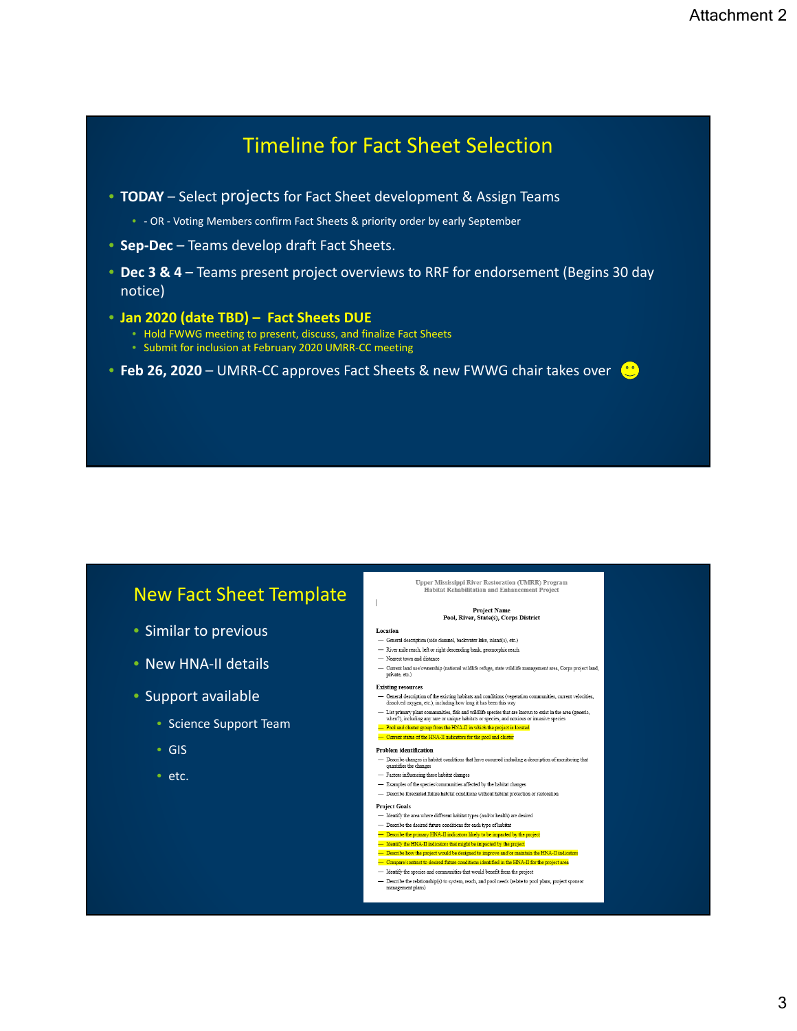Attachment 2

## Timeline for Fact Sheet Selection

- **TODAY** – Select projects for Fact Sheet development & Assign Teams
  - - OR - Voting Members confirm Fact Sheets & priority order by early September
- **Sep-Dec** – Teams develop draft Fact Sheets.
- **Dec 3 & 4** – Teams present project overviews to RRF for endorsement (Begins 30 day notice)
- **Jan 2020 (date TBD) – Fact Sheets DUE**
  - Hold FWWG meeting to present, discuss, and finalize Fact Sheets
  - Submit for inclusion at February 2020 UMRR-CC meeting
- **Feb 26, 2020** – UMRR-CC approves Fact Sheets & new FWWG chair takes over 🙂

## New Fact Sheet Template

- Similar to previous
- New HNA-II details
- Support available
  - Science Support Team
  - GIS
  - etc.

Upper Mississippi River Restoration (UMRR) Program
Habitat Rehabilitation and Enhancement Project

**Project Name**
**Pool, River, State(s), Corps District**

**Location**

- General description (side channel, backwater lake, island(s), etc.)
- River mile reach, left or right descending bank, geomorphic reach
- Nearest town and distance
- Current land use/ownership (national wildlife refuge, state wildlife management area, Corps project land, private, etc.)

**Existing resources**

- General description of the existing habitats and conditions (vegetation communities, current velocities, dissolved oxygen, etc.), including how long it has been this way
- List primary plant communities, fish and wildlife species that are known to exist in the area (generic, when?), including any rare or unique habitats or species, and noxious or invasive species
- Pool and cluster group from the HNA-II in which the project is located
- Current status of the HNA-II indicators for the pool and cluster

**Problem identification**

- Describe changes in habitat conditions that have occurred including a description of monitoring that quantifies the changes
- Factors influencing these habitat changes
- Examples of the species/communities affected by the habitat changes
- Describe forecasted future habitat conditions without habitat protection or restoration

**Project Goals**

- Identify the area where different habitat types (and/or health) are desired
- Describe the desired future conditions for each type of habitat
- Describe the primary HNA-II indicators likely to be impacted by the project
- Identify the HNA-II indicators that might be impacted by the project
- Describe how the project would be designed to improve and/or maintain the HNA-II indicators
- Compare/contrast to desired future conditions identified in the HNA-II for the project area
- Identify the species and communities that would benefit from the project
- Describe the relationship(s) to system, reach, and pool needs (relate to pool plans, project sponsor management plans)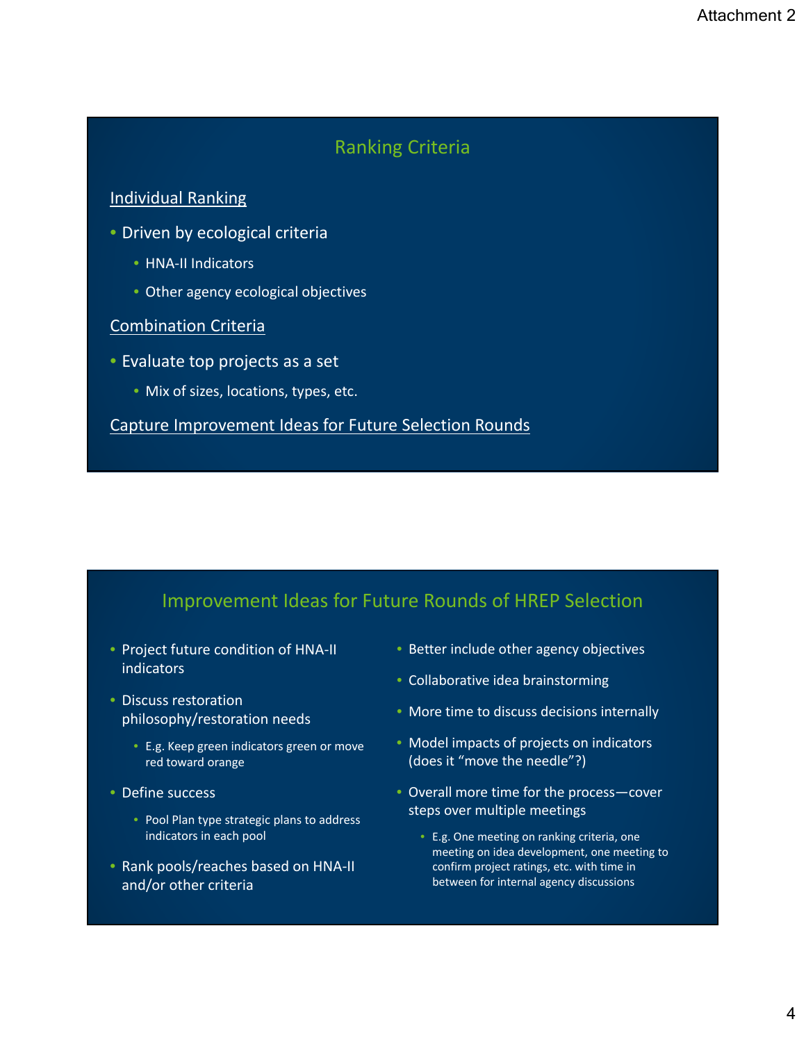## Ranking Criteria

Individual Ranking

- Driven by ecological criteria
  - HNA-II Indicators
  - Other agency ecological objectives

Combination Criteria

- Evaluate top projects as a set
  - Mix of sizes, locations, types, etc.

Capture Improvement Ideas for Future Selection Rounds

## Improvement Ideas for Future Rounds of HREP Selection

- Project future condition of HNA-II indicators
- Discuss restoration philosophy/restoration needs
  - E.g. Keep green indicators green or move red toward orange
- Define success
  - Pool Plan type strategic plans to address indicators in each pool
- Rank pools/reaches based on HNA-II and/or other criteria
- Better include other agency objectives
- Collaborative idea brainstorming
- More time to discuss decisions internally
- Model impacts of projects on indicators (does it "move the needle"?)
- Overall more time for the process—cover steps over multiple meetings
  - E.g. One meeting on ranking criteria, one meeting on idea development, one meeting to confirm project ratings, etc. with time in between for internal agency discussions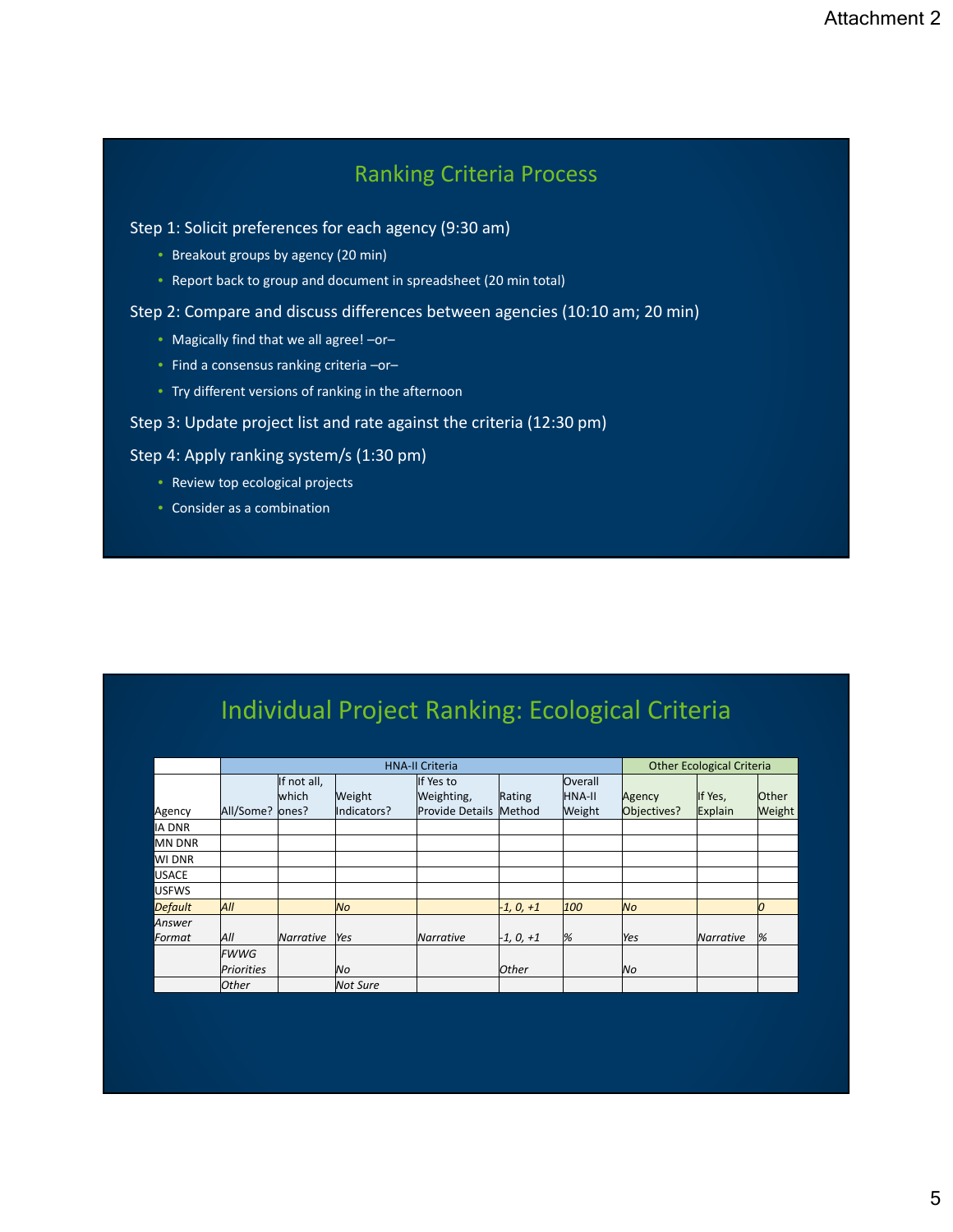Attachment 2

## Ranking Criteria Process

Step 1: Solicit preferences for each agency (9:30 am)

- Breakout groups by agency (20 min)
- Report back to group and document in spreadsheet (20 min total)

Step 2: Compare and discuss differences between agencies (10:10 am; 20 min)

- Magically find that we all agree! –or–
- Find a consensus ranking criteria –or–
- Try different versions of ranking in the afternoon

Step 3: Update project list and rate against the criteria (12:30 pm)

Step 4: Apply ranking system/s (1:30 pm)

- Review top ecological projects
- Consider as a combination

## Individual Project Ranking: Ecological Criteria

| | HNA-II Criteria | | | | | | Other Ecological Criteria | | |
|---|---|---|---|---|---|---|---|---|---|
| Agency | All/Some? | If not all, which ones? | Weight Indicators? | If Yes to Weighting, Provide Details | Rating Method | Overall HNA-II Weight | Agency Objectives? | If Yes, Explain | Other Weight |
| IA DNR | | | | | | | | | |
| MN DNR | | | | | | | | | |
| WI DNR | | | | | | | | | |
| USACE | | | | | | | | | |
| USFWS | | | | | | | | | |
| *Default* | *All* | | *No* | | *-1, 0, +1* | *100* | *No* | | *0* |
| *Answer Format* | *All* | *Narrative* | *Yes* | *Narrative* | *-1, 0, +1* | *%* | *Yes* | *Narrative* | *%* |
| | *FWWG Priorities* | | *No* | | *Other* | | *No* | | |
| | *Other* | | *Not Sure* | | | | | | |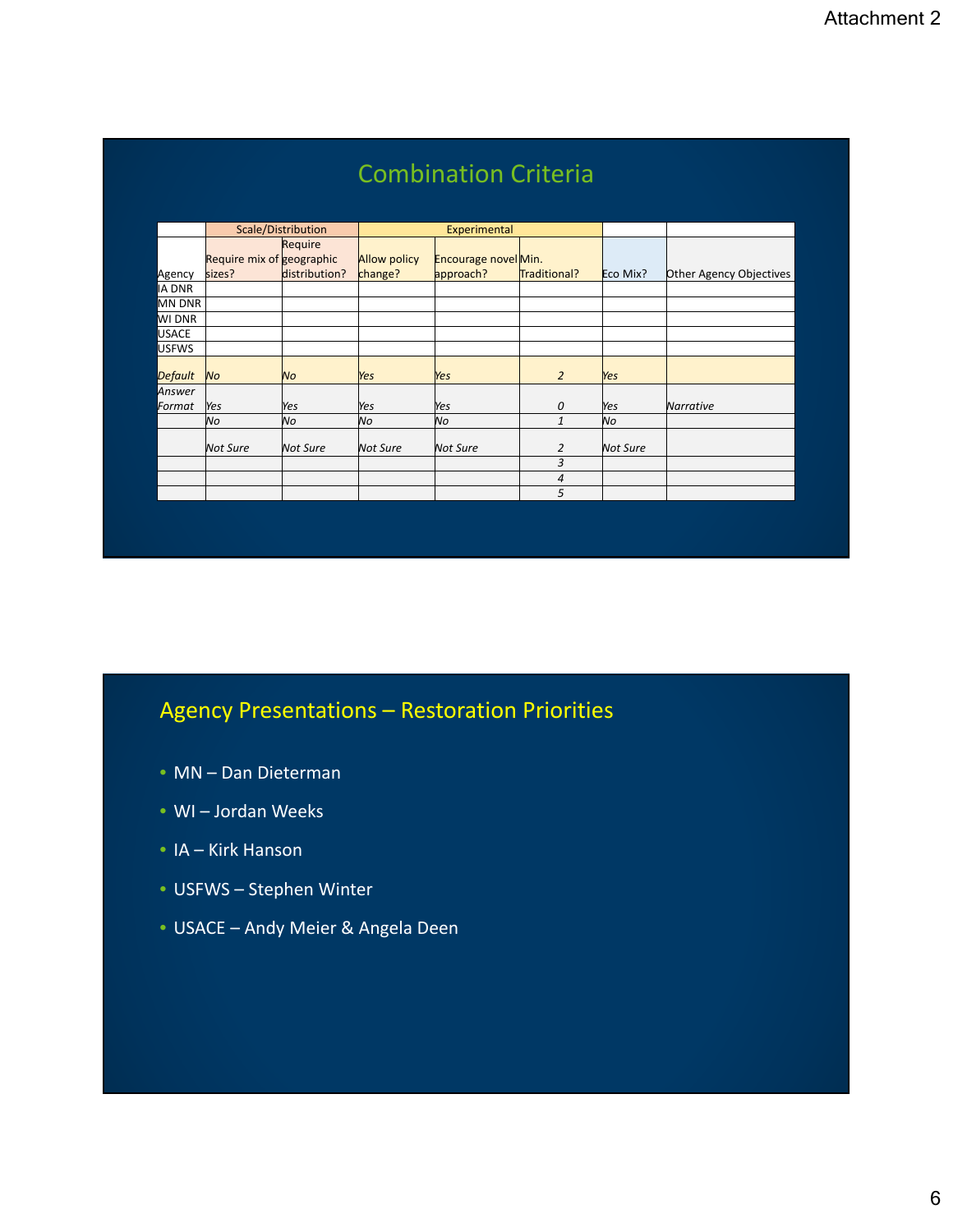Attachment 2

## Combination Criteria

| | Scale/Distribution | | Experimental | | | | |
|---|---|---|---|---|---|---|---|
| Agency | Require mix of sizes? | Require geographic distribution? | Allow policy change? | Encourage novel approach? | Min. Traditional? | Eco Mix? | Other Agency Objectives |
| IA DNR | | | | | | | |
| MN DNR | | | | | | | |
| WI DNR | | | | | | | |
| USACE | | | | | | | |
| USFWS | | | | | | | |
| *Default* | *No* | *No* | *Yes* | *Yes* | *2* | *Yes* | |
| *Answer Format* | *Yes* | *Yes* | *Yes* | *Yes* | *0* | *Yes* | *Narrative* |
| | *No* | *No* | *No* | *No* | *1* | *No* | |
| | *Not Sure* | *Not Sure* | *Not Sure* | *Not Sure* | *2* | *Not Sure* | |
| | | | | | *3* | | |
| | | | | | *4* | | |
| | | | | | *5* | | |

## Agency Presentations – Restoration Priorities

- MN – Dan Dieterman
- WI – Jordan Weeks
- IA – Kirk Hanson
- USFWS – Stephen Winter
- USACE – Andy Meier & Angela Deen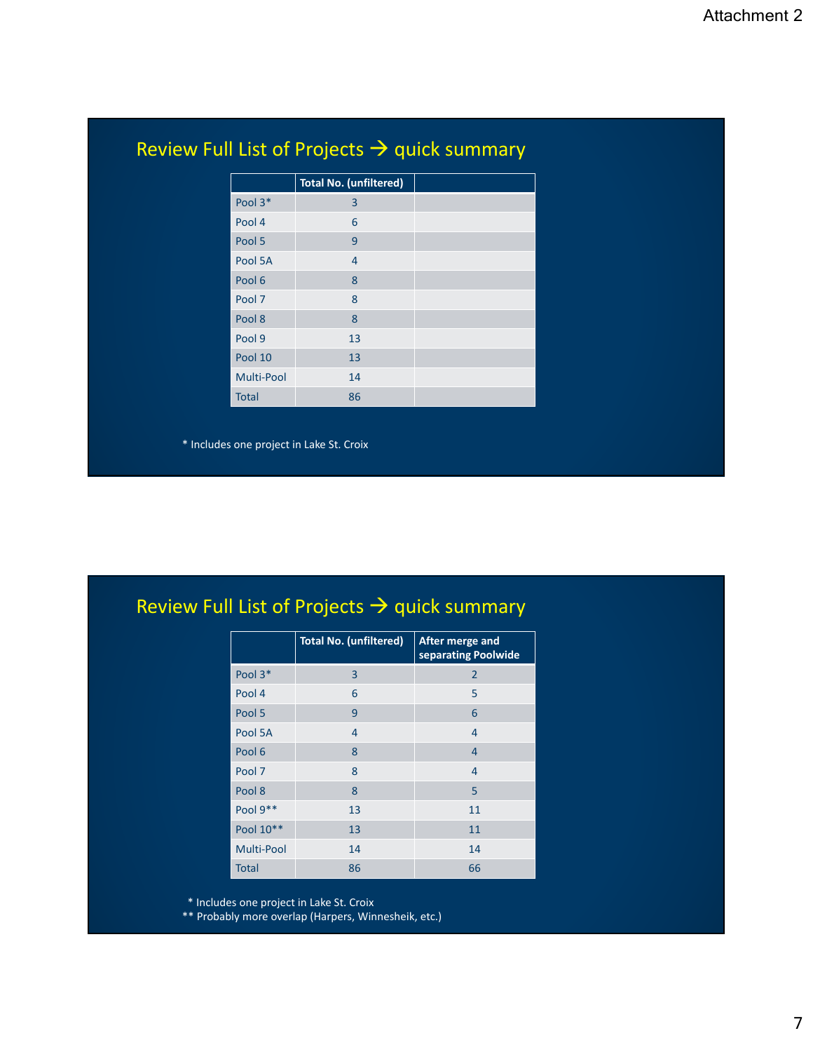Attachment 2

## Review Full List of Projects → quick summary

| | Total No. (unfiltered) | |
|---|---|---|
| Pool 3* | 3 | |
| Pool 4 | 6 | |
| Pool 5 | 9 | |
| Pool 5A | 4 | |
| Pool 6 | 8 | |
| Pool 7 | 8 | |
| Pool 8 | 8 | |
| Pool 9 | 13 | |
| Pool 10 | 13 | |
| Multi-Pool | 14 | |
| Total | 86 | |

* Includes one project in Lake St. Croix

## Review Full List of Projects → quick summary

| | Total No. (unfiltered) | After merge and separating Poolwide |
|---|---|---|
| Pool 3* | 3 | 2 |
| Pool 4 | 6 | 5 |
| Pool 5 | 9 | 6 |
| Pool 5A | 4 | 4 |
| Pool 6 | 8 | 4 |
| Pool 7 | 8 | 4 |
| Pool 8 | 8 | 5 |
| Pool 9** | 13 | 11 |
| Pool 10** | 13 | 11 |
| Multi-Pool | 14 | 14 |
| Total | 86 | 66 |

* Includes one project in Lake St. Croix
** Probably more overlap (Harpers, Winnesheik, etc.)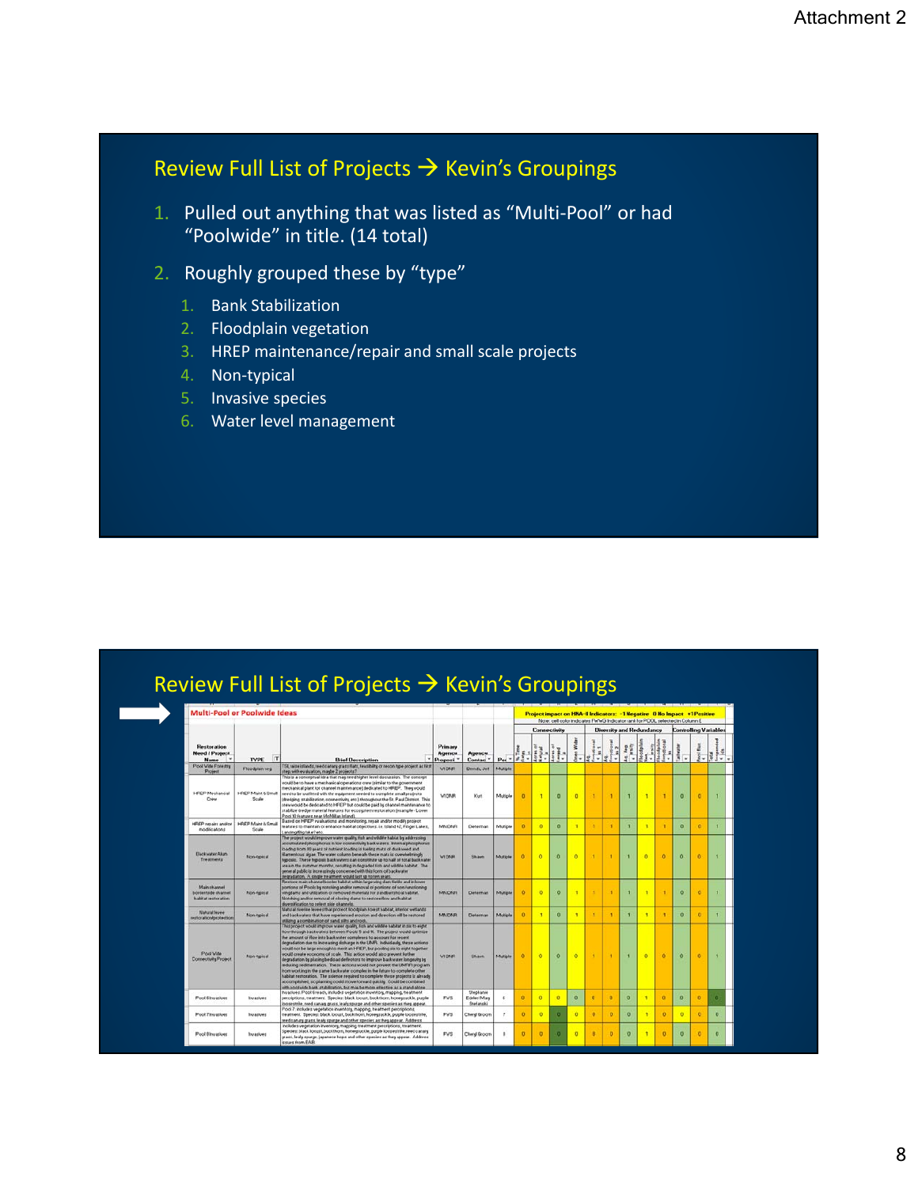Attachment 2

## Review Full List of Projects → Kevin's Groupings

1. Pulled out anything that was listed as "Multi-Pool" or had "Poolwide" in title. (14 total)
2. Roughly grouped these by "type"
   1. Bank Stabilization
   2. Floodplain vegetation
   3. HREP maintenance/repair and small scale projects
   4. Non-typical
   5. Invasive species
   6. Water level management

## Review Full List of Projects → Kevin's Groupings

**Multi-Pool or Poolwide Ideas**

Project impact on HNA-II Indicators: -1 Negative 0 No Impact +1 Positive

| Restoration Need / Project Name | TYPE | Primary Agency Proposing | Agency Contact | Pool |
|---|---|---|---|---|
| Pool Wide Forestry Project | Floodplain veg | WDNR | | Multiple |
| HREP Mechanical Crew | HREP Maint & Small Scale | WDNR | Kurt | Multiple |
| HREP repair and/or modifications | HREP Maint & Small Scale | MNDNR | Determan | Multiple |
| Backwater Alum Treatments | Non-typical | WDNR | Shaw | Multiple |
| Mainchannel border/side channel habitat restoration | Non-typical | MNDNR | Determan | Multiple |
| Natural levee restoration/protection | Non-typical | MNDNR | Determan | Multiple |
| Pool Wide Connectivity Project | Non-typical | WDNR | Shaw | Multiple |
| Pool 8 Invasives | Invasives | FWS | Stephanie Eisler/Mary Stefanski | 8 |
| Pool 7 Invasives | Invasives | FWS | Cheryl Groom | 7 |
| Pool 7 Invasives | Invasives | FWS | Cheryl Groom | 8 |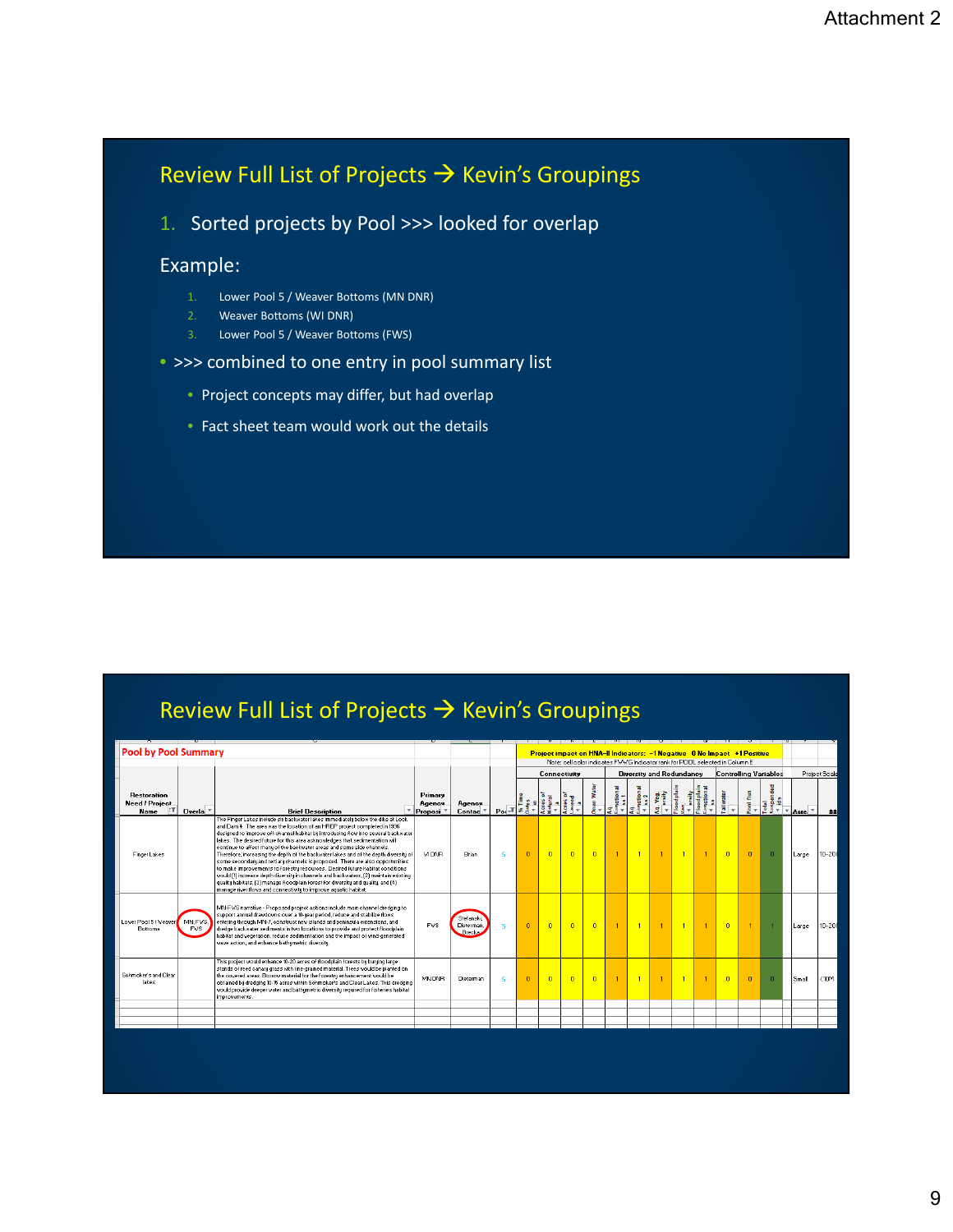## Review Full List of Projects → Kevin's Groupings

1. Sorted projects by Pool >>> looked for overlap

Example:

1. Lower Pool 5 / Weaver Bottoms (MN DNR)
2. Weaver Bottoms (WI DNR)
3. Lower Pool 5 / Weaver Bottoms (FWS)

- >>> combined to one entry in pool summary list
  - Project concepts may differ, but had overlap
  - Fact sheet team would work out the details

## Review Full List of Projects → Kevin's Groupings

**Pool by Pool Summary**

Project impact on HNA-II Indicators: -1 Negative 0 No Impact +1 Positive

Note: cell color indicates FWWG indicator rank for POOL selected in Column E

| Restoration Need / Project Name | Overlap | Brief Description | Primary Agency Proposing | Agency Contact | Pool | % Time Gates in | Acres of Natural | Acres of Leveed | Open Water | Aq. Functional | Aq. Functional | Aq. Veg. Diversity | Floodplain Diversity | Floodplain Functional | Tailwater | Pool Flux | Total Suspended Solids | Acre | $$ |
|---|---|---|---|---|---|---|---|---|---|---|---|---|---|---|---|---|---|---|---|
| | | | | | | Connectivity | | | | Diversity and Redundancy | | | | | Controlling Variables | | | Project Scale | |
| Finger Lakes | | The Finger Lakes include six backwater lakes immediately below the dike at Lock and Dam 4. The area was the location of an HREP project completed in 1996 designed to improve off-channel habitat by introducing flow into several backwater lakes. The desired future for this area acknowledges that sedimentation will continue to affect many of the backwater areas and some side channels. Therefore, increasing the depth of the backwater lakes and of the depth diversity of some secondary and tertiary channels is proposed. There are also opportunities to make improvements to forestry resources. Desired future habitat conditions would (1) increase depth diversity in channels and backwaters, (2) maintain existing quality habitats, (3) manage floodplain forest for diversity and quality, and (4) manage river flows and connectivity to improve aquatic habitat. | WI DNR | Brian | 5 | 0 | 0 | 0 | 0 | 1 | 1 | 1 | 1 | 1 | 0 | 0 | 0 | Large | 10-20 |
| Lower Pool 5 / Weaver Bottoms | MN, FWS, FWS | MN-FWS narrative - Proposed project actions include main channel dredging to support annual drawdowns over a 10-year period, reduce and stabilize flows entering through MN-7, construct new islands and peninsula extensions, and dredge backwater sediments in two locations to provide and protect floodplain habitat and vegetation, reduce sedimentation and the impact of wind-generated wave action, and enhance bathymetric diversity. | FWS | Stefanski, Dieterman, Brecka | 5 | 0 | 0 | 0 | 0 | 1 | 1 | 1 | 1 | 1 | 0 | 1 | 1 | Large | 10-20 |
| Schmoker's and Clear lakes | | This project would enhance 10-20 acres of floodplain forests by burying large stands of reed canary grass with fine-grained material. Trees would be planted on the covered areas. Borrow material for the forestry enhancement would be obtained by dredging 10-15 acres within Schmoker's and Clear Lakes. This dredging would provide deeper water and bathymetric diversity required for fisheries habitat improvements. | MN DNR | Dieterman | 5 | 0 | 0 | 0 | 0 | 1 | 1 | 1 | 1 | 1 | 0 | 0 | 0 | Small | <10M |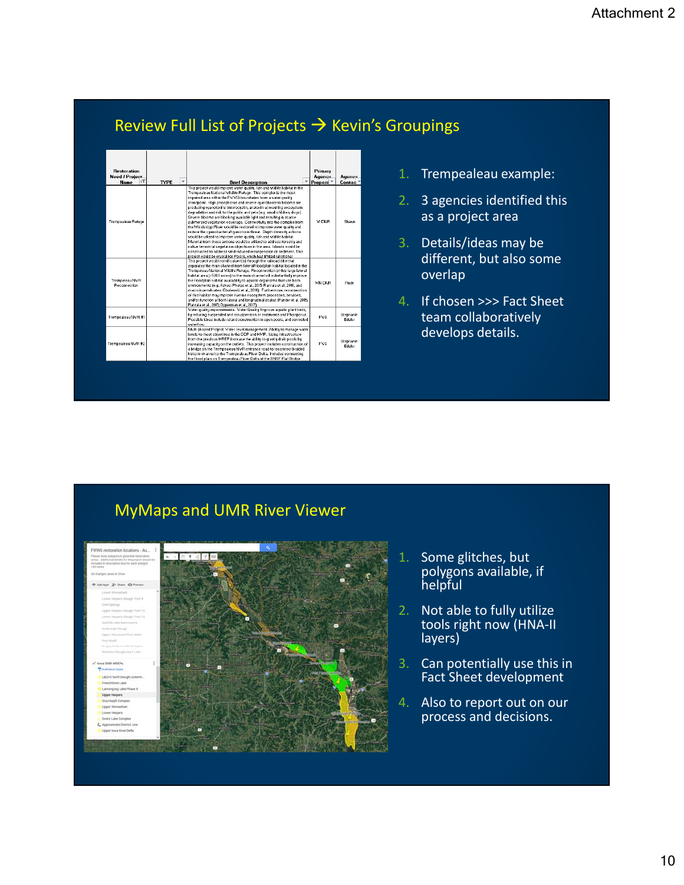Attachment 2

## Review Full List of Projects → Kevin's Groupings

| Restoration Need / Project Name | TYPE | Brief Description | Primary Agency Proposing | Agency Contact |
| --- | --- | --- | --- | --- |
| Trempealeau Refuge | | This project would improve water quality, fish and wildlife habitat in the Trempealeau National Wildlife Refuge. This complex is the most impaired area within the FWWG boundaries from a water quality standpoint. High phosphorus and severe cyanobacteria blooms are producing cyanotoxins (microcystin, anatoxin-a) resulting ecosystem degradation and risk to the public and pets (e.g. small children, dogs). Severe blooms are blocking available light and resulting in scarce submersed vegetation coverage. Connectivity into the complex from the Mississippi River would be restored to improve water quality and reduce the cyanobacteria/cyanotoxin threat. Depth diversity actions would be utilized to improve water quality, fish and wildlife habitat. Material from these actions would be utilized to address forestry and native terrestrial vegetation objectives in the area. Islands would be constructed to address wind-induced resuspension of sediment. This project would be crucial for Pools, which has limited functional | WI DNR | Shawn |
| Trempealeau NWR Reconnection | | This project would install culvert(s) through the railroad dike that separates the main channel from lateral floodplain habitat located in the Trempealeau National Wildlife Refuge. Reconnection of this large lateral habitat area (>5000 acres) to the main channel will substantially improve the floodplain habitat availability to aquatic organisms that use both environments (e.g. fishes: Phelps et al., 2015; Ranta et al., 2016, and macroinvertebrates: Obolewski et al., 2016). Furthermore, reconnection of this habitat may improve riverine ecosystem processes, services, and/or function at both lateral and longitudinal scales (Pander et al. 2015; Ranta et al. 2015; Opperman et al. 2017) | MN DNR | Pluse |
| Trempealeau NWR #1 | | Water quality improvements. Water Quality: Improve aquatic plant beds, by reducing suspended and resuspension of sediments and Phosphorus. Possible ideas include island construction in open pools, and controlled waterflow. | FWS | Stephanie Eddler |
| Trempealeau NWR #2 | | Multi-phased Project: Water level management. Ability to manage water levels to meet objectives in the CCP and HMP. Using infrastructure from the previous HREP increase the ability to gravity drain pools by increasing capacity on the outlets. This project includes construction of a bridge on the Trempealeau NWR entrance road to reconnect braided historic channel to the Trempealeau River Delta. Includes connecting the flood plain on Trempealeau River Delta at the BNSF Rail Bridge | FWS | Stephanie Eddler |

1. Trempealeau example:
2. 3 agencies identified this as a project area
3. Details/ideas may be different, but also some overlap
4. If chosen >>> Fact Sheet team collaboratively develops details.

## MyMaps and UMR River Viewer

1. Some glitches, but polygons available, if helpful
2. Not able to fully utilize tools right now (HNA-II layers)
3. Can potentially use this in Fact Sheet development
4. Also to report out on our process and decisions.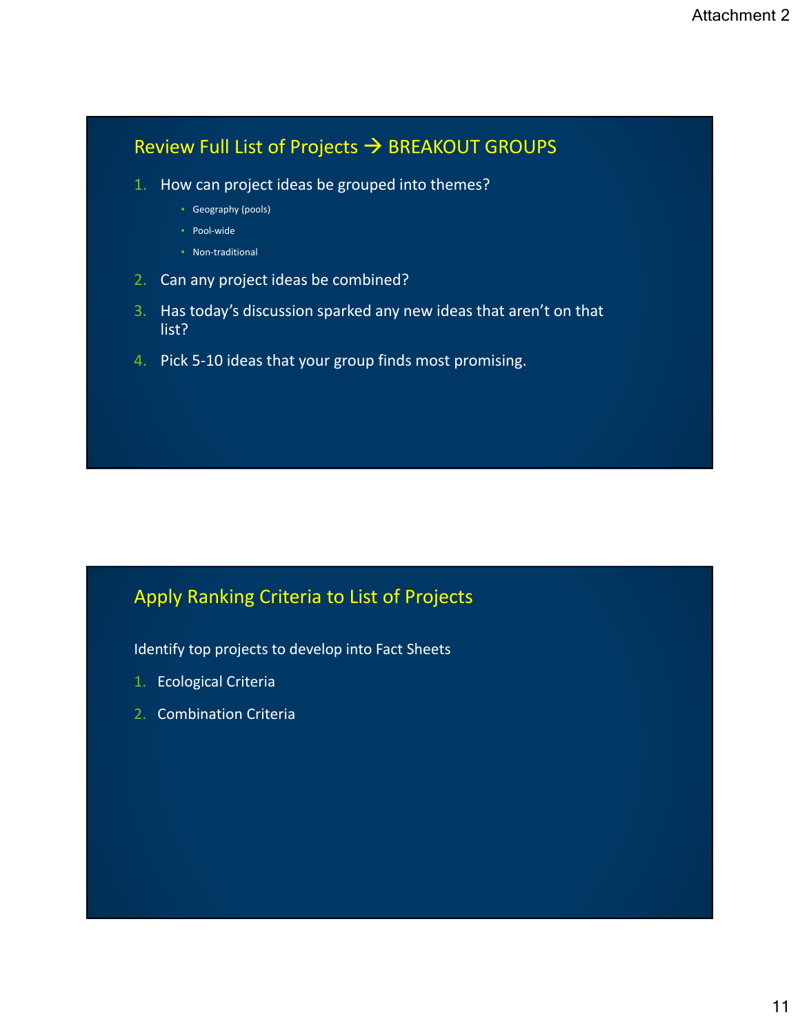## Review Full List of Projects → BREAKOUT GROUPS

1. How can project ideas be grouped into themes?
   - Geography (pools)
   - Pool-wide
   - Non-traditional
2. Can any project ideas be combined?
3. Has today's discussion sparked any new ideas that aren't on that list?
4. Pick 5-10 ideas that your group finds most promising.

## Apply Ranking Criteria to List of Projects

Identify top projects to develop into Fact Sheets

1. Ecological Criteria
2. Combination Criteria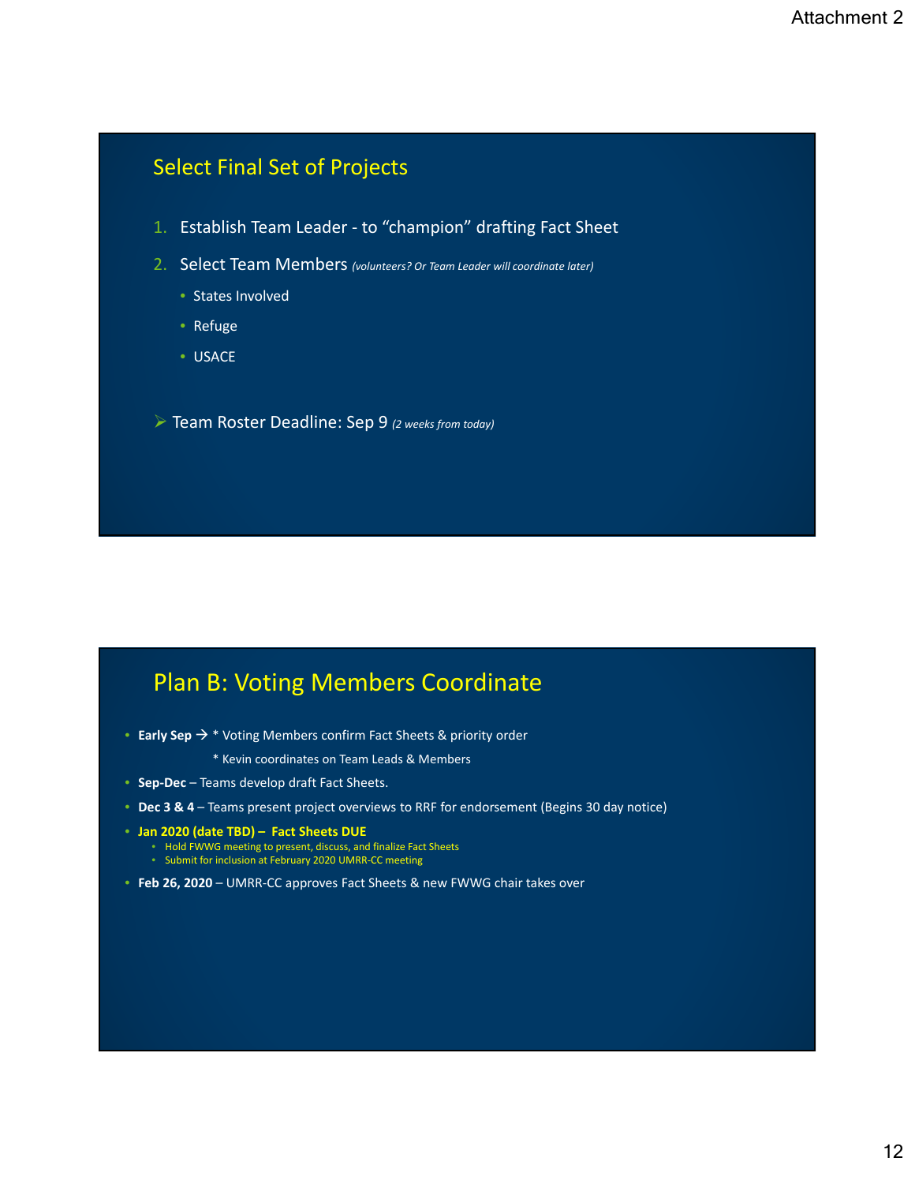## Select Final Set of Projects

1. Establish Team Leader - to "champion" drafting Fact Sheet
2. Select Team Members *(volunteers? Or Team Leader will coordinate later)*
   - States Involved
   - Refuge
   - USACE

➢ Team Roster Deadline: Sep 9 *(2 weeks from today)*

## Plan B: Voting Members Coordinate

- **Early Sep** → * Voting Members confirm Fact Sheets & priority order
  * Kevin coordinates on Team Leads & Members
- **Sep-Dec** – Teams develop draft Fact Sheets.
- **Dec 3 & 4** – Teams present project overviews to RRF for endorsement (Begins 30 day notice)
- **Jan 2020 (date TBD) – Fact Sheets DUE**
  - Hold FWWG meeting to present, discuss, and finalize Fact Sheets
  - Submit for inclusion at February 2020 UMRR-CC meeting
- **Feb 26, 2020** – UMRR-CC approves Fact Sheets & new FWWG chair takes over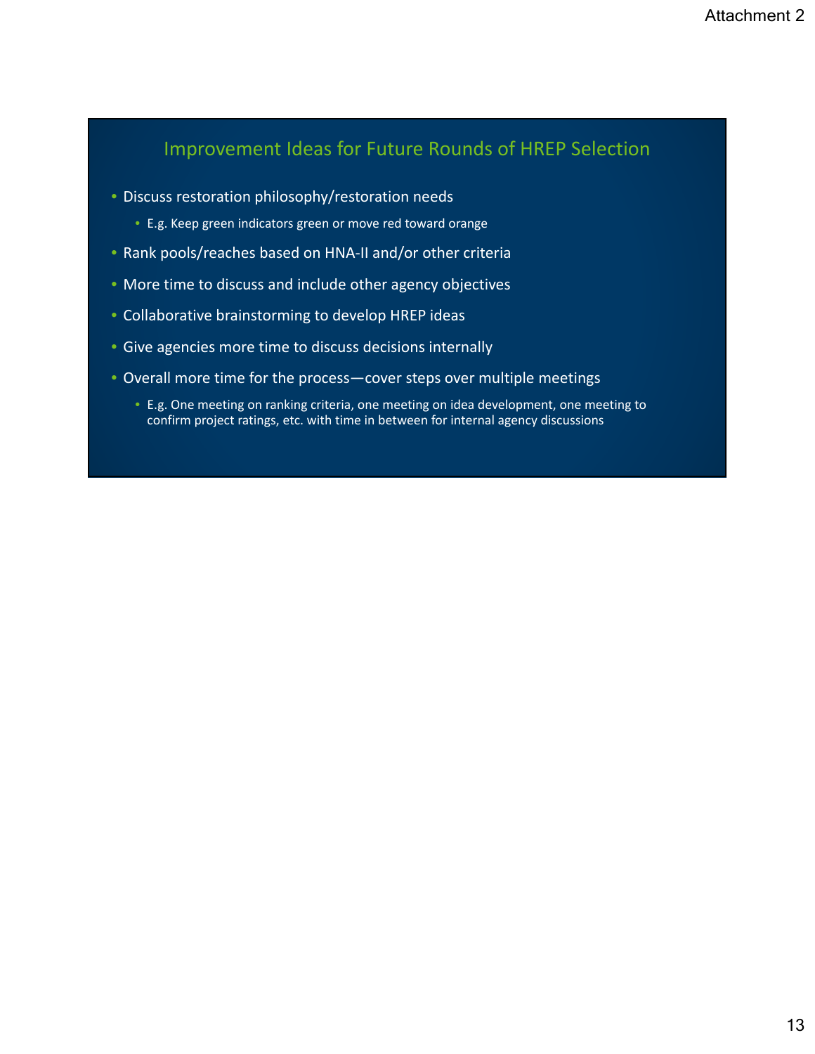Attachment 2

## Improvement Ideas for Future Rounds of HREP Selection

- Discuss restoration philosophy/restoration needs
  - E.g. Keep green indicators green or move red toward orange
- Rank pools/reaches based on HNA-II and/or other criteria
- More time to discuss and include other agency objectives
- Collaborative brainstorming to develop HREP ideas
- Give agencies more time to discuss decisions internally
- Overall more time for the process—cover steps over multiple meetings
  - E.g. One meeting on ranking criteria, one meeting on idea development, one meeting to confirm project ratings, etc. with time in between for internal agency discussions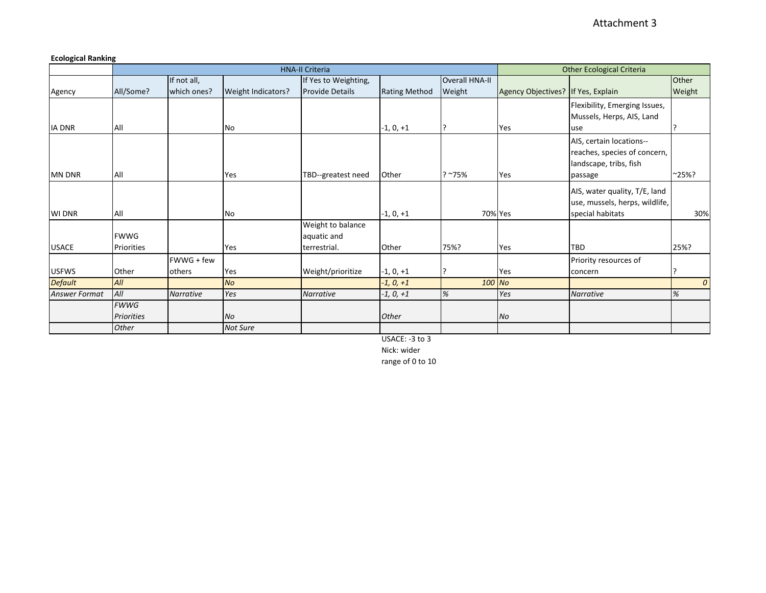Attachment 3

**Ecological Ranking**

| | HNA-II Criteria | | | | | | Other Ecological Criteria | | |
|---|---|---|---|---|---|---|---|---|---|
| Agency | All/Some? | If not all, which ones? | Weight Indicators? | If Yes to Weighting, Provide Details | Rating Method | Overall HNA-II Weight | Agency Objectives? | If Yes, Explain | Other Weight |
| IA DNR | All | | No | | -1, 0, +1 | ? | Yes | Flexibility, Emerging Issues, Mussels, Herps, AIS, Land use | ? |
| MN DNR | All | | Yes | TBD--greatest need | Other | ? ~75% | Yes | AIS, certain locations--reaches, species of concern, landscape, tribs, fish passage | ~25%? |
| WI DNR | All | | No | | -1, 0, +1 | 70% | Yes | AIS, water quality, T/E, land use, mussels, herps, wildlife, special habitats | 30% |
| USACE | FWWG Priorities | | Yes | Weight to balance aquatic and terrestrial. | Other | 75%? | Yes | TBD | 25%? |
| USFWS | Other | FWWG + few others | Yes | Weight/prioritize | -1, 0, +1 | ? | Yes | Priority resources of concern | ? |
| *Default* | *All* | | *No* | | *-1, 0, +1* | *100* | *No* | | *0* |
| *Answer Format* | *All* | *Narrative* | *Yes* | *Narrative* | *-1, 0, +1* | *%* | *Yes* | *Narrative* | *%* |
| | *FWWG Priorities* | | *No* | | *Other* | | *No* | | |
| | *Other* | | *Not Sure* | | | | | | |

USACE: -3 to 3
Nick: wider range of 0 to 10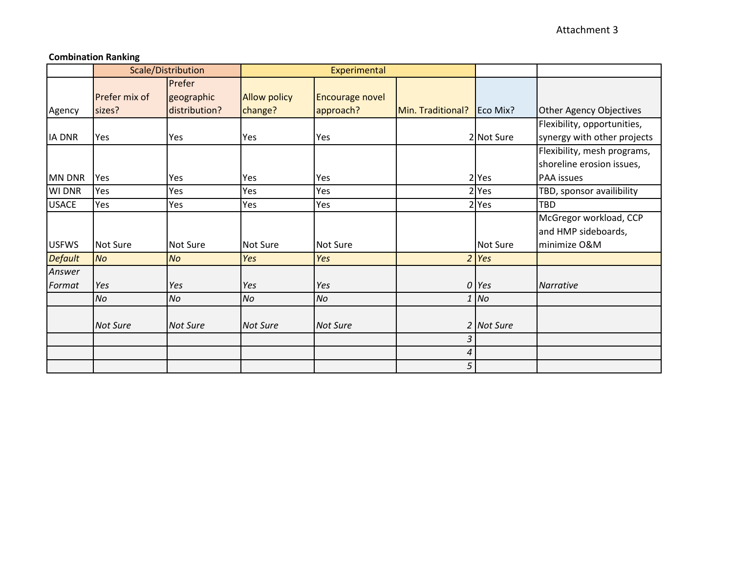Attachment 3

**Combination Ranking**

| | Scale/Distribution | | Experimental | | | | |
|---|---|---|---|---|---|---|---|
| Agency | Prefer mix of sizes? | Prefer geographic distribution? | Allow policy change? | Encourage novel approach? | Min. Traditional? | Eco Mix? | Other Agency Objectives |
| IA DNR | Yes | Yes | Yes | Yes | 2 | Not Sure | Flexibility, opportunities, synergy with other projects |
| MN DNR | Yes | Yes | Yes | Yes | 2 | Yes | Flexibility, mesh programs, shoreline erosion issues, PAA issues |
| WI DNR | Yes | Yes | Yes | Yes | 2 | Yes | TBD, sponsor availibility |
| USACE | Yes | Yes | Yes | Yes | 2 | Yes | TBD |
| USFWS | Not Sure | Not Sure | Not Sure | Not Sure | | Not Sure | McGregor workload, CCP and HMP sideboards, minimize O&M |
| *Default* | *No* | *No* | *Yes* | *Yes* | *2* | *Yes* | |
| *Answer Format* | *Yes* | *Yes* | *Yes* | *Yes* | *0* | *Yes* | *Narrative* |
| | *No* | *No* | *No* | *No* | *1* | *No* | |
| | *Not Sure* | *Not Sure* | *Not Sure* | *Not Sure* | *2* | *Not Sure* | |
| | | | | | *3* | | |
| | | | | | *4* | | |
| | | | | | *5* | | |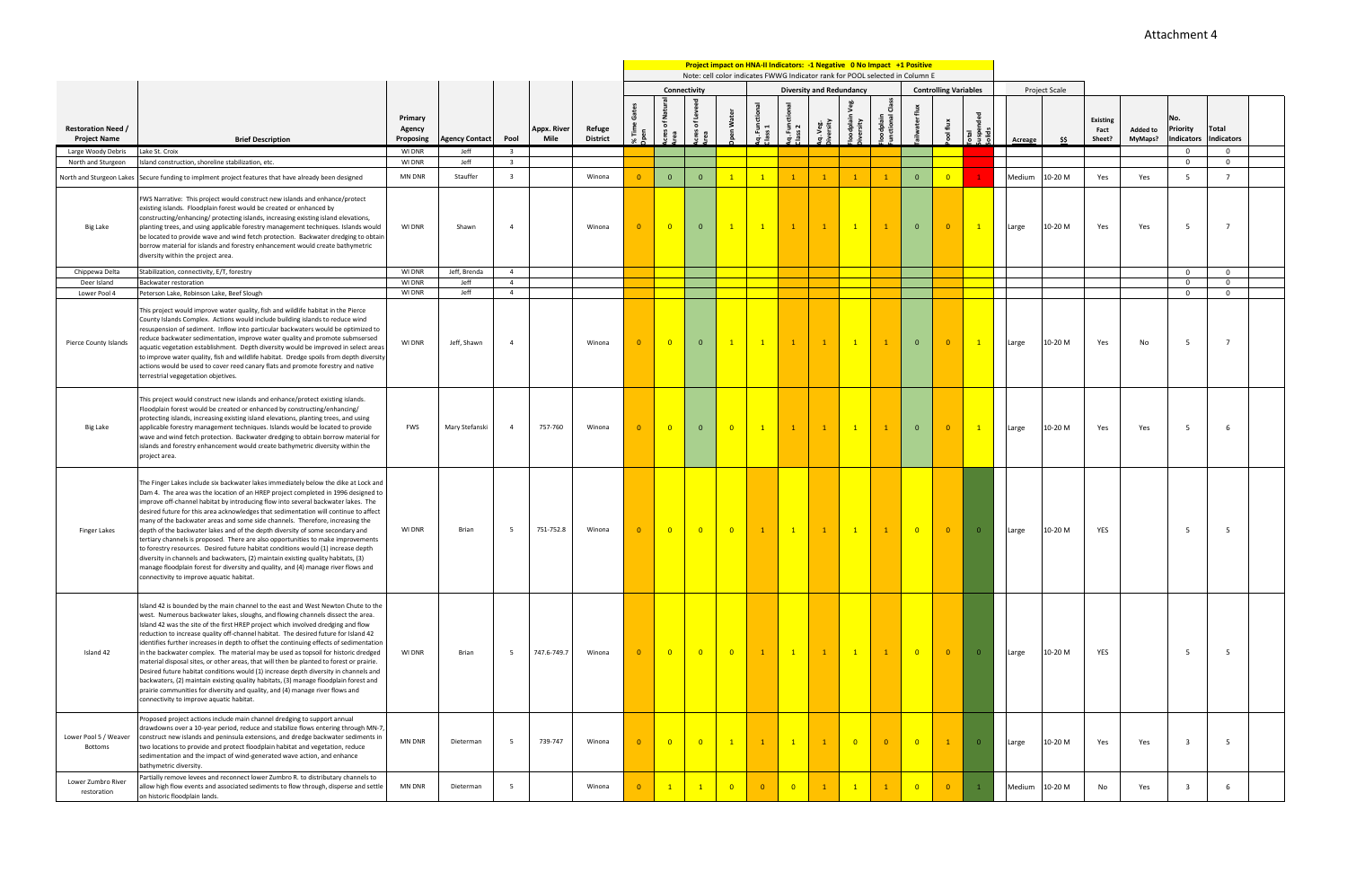# Attachment 4

**Project impact on HNA-II Indicators: -1 Negative 0 No Impact +1 Positive**

Note: cell color indicates FWWG Indicator rank for POOL selected in Column E

| Restoration Need / Project Name | Brief Description | Primary Agency Proposing | Agency Contact | Pool | Appx. River Mile | Refuge District | Connectivity | | | | Diversity and Redundancy | | | | | Controlling Variables | | | Project Scale | | Existing Fact Sheet? | Added to MyMaps? | No. Priority Indicators | Total Indicators |
|---|---|---|---|---|---|---|---|---|---|---|---|---|---|---|---|---|---|---|---|---|---|---|---|---|
| | | | | | | | % Time Gates Open | Acres of Natural Area | Acres of Leveed Area | Open Water | Aq. Functional Class 1 | Aq. Functional Class 2 | Aq. Veg. Diversity | Floodplain Veg. Diversity | Floodplain Functional Class | Tailwater flux | Pool flux | Total Suspended Solids | Acreage | $$ | | | | |
| Large Woody Debris | Lake St. Croix | WI DNR | Jeff | 3 | | | | | | | | | | | | | | | | | | | 0 | 0 |
| North and Sturgeon | Island construction, shoreline stabilization, etc. | WI DNR | Jeff | 3 | | | | | | | | | | | | | | | | | | | 0 | 0 |
| North and Sturgeon Lakes | Secure funding to implment project features that have already been designed | MN DNR | Stauffer | 3 | | Winona | 0 | 0 | 0 | 1 | 1 | 1 | 1 | 1 | 1 | 0 | 0 | 1 | Medium | 10-20 M | Yes | Yes | 5 | 7 |
| Big Lake | FWS Narrative: This project would construct new islands and enhance/protect existing islands. Floodplain forest would be created or enhanced by constructing/enhancing/ protecting islands, increasing existing island elevations, planting trees, and using applicable forestry management techniques. Islands would be located to provide wave and wind fetch protection. Backwater dredging to obtain borrow material for islands and forestry enhancement would create bathymetric diversity within the project area. | WI DNR | Shawn | 4 | | Winona | 0 | 0 | 0 | 1 | 1 | 1 | 1 | 1 | 1 | 0 | 0 | 1 | Large | 10-20 M | Yes | Yes | 5 | 7 |
| Chippewa Delta | Stabilization, connectivity, E/T, forestry | WI DNR | Jeff, Brenda | 4 | | | | | | | | | | | | | | | | | | | 0 | 0 |
| Deer Island | Backwater restoration | WI DNR | Jeff | 4 | | | | | | | | | | | | | | | | | | | 0 | 0 |
| Lower Pool 4 | Peterson Lake, Robinson Lake, Beef Slough | WI DNR | Jeff | 4 | | | | | | | | | | | | | | | | | | | 0 | 0 |
| Pierce County Islands | This project would improve water quality, fish and wildlife habitat in the Pierce County Islands Complex. Actions would include building islands to reduce wind resuspension of sediment. Inflow into particular backwaters would be optimized to reduce backwater sedimentation, improve water quality and promote submersed aquatic vegetation establishment. Depth diversity would be improved in select areas to improve water quality, fish and wildlife habitat. Dredge spoils from depth diversity actions would be used to cover reed canary flats and promote forestry and native terrestrial vegegetation objetives. | WI DNR | Jeff, Shawn | 4 | | Winona | 0 | 0 | 0 | 1 | 1 | 1 | 1 | 1 | 1 | 0 | 0 | 1 | Large | 10-20 M | Yes | No | 5 | 7 |
| Big Lake | This project would construct new islands and enhance/protect existing islands. Floodplain forest would be created or enhanced by constructing/enhancing/ protecting islands, increasing existing island elevations, planting trees, and using applicable forestry management techniques. Islands would be located to provide wave and wind fetch protection. Backwater dredging to obtain borrow material for islands and forestry enhancement would create bathymetric diversity within the project area. | FWS | Mary Stefanski | 4 | 757-760 | Winona | 0 | 0 | 0 | 0 | 1 | 1 | 1 | 1 | 1 | 0 | 0 | 1 | Large | 10-20 M | Yes | Yes | 5 | 6 |
| Finger Lakes | The Finger Lakes include six backwater lakes immediately below the dike at Lock and Dam 4. The area was the location of an HREP project completed in 1996 designed to improve off-channel habitat by introducing flow into several backwater lakes. The desired future for this area acknowledges that sedimentation will continue to affect many of the backwater areas and some side channels. Therefore, increasing the depth of the backwater lakes and of the depth diversity of some secondary and tertiary channels is proposed. There are also opportunities to make improvements to forestry resources. Desired future habitat conditions would (1) increase depth diversity in channels and backwaters, (2) maintain existing quality habitats, (3) manage floodplain forest for diversity and quality, and (4) manage river flows and connectivity to improve aquatic habitat. | WI DNR | Brian | 5 | 751-752.8 | Winona | 0 | 0 | 0 | 0 | 1 | 1 | 1 | 1 | 1 | 0 | 0 | 0 | Large | 10-20 M | YES | | 5 | 5 |
| Island 42 | Island 42 is bounded by the main channel to the east and West Newton Chute to the west. Numerous backwater lakes, sloughs, and flowing channels dissect the area. Island 42 was the site of the first HREP project which involved dredging and flow reduction to increase quality off-channel habitat. The desired future for Island 42 identifies further increases in depth to offset the continuing effects of sedimentation in the backwater complex. The material may be used as topsoil for historic dredged material disposal sites, or other areas, that will then be planted to forest or prairie. Desired future habitat conditions would (1) increase depth diversity in channels and backwaters, (2) maintain existing quality habitats, (3) manage floodplain forest and prairie communities for diversity and quality, and (4) manage river flows and connectivity to improve aquatic habitat. | WI DNR | Brian | 5 | 747.6-749.7 | Winona | 0 | 0 | 0 | 0 | 1 | 1 | 1 | 1 | 1 | 0 | 0 | 0 | Large | 10-20 M | YES | | 5 | 5 |
| Lower Pool 5 / Weaver Bottoms | Proposed project actions include main channel dredging to support annual drawdowns over a 10-year period, reduce and stabilize flows entering through MN-7, construct new islands and peninsula extensions, and dredge backwater sediments in two locations to provide and protect floodplain habitat and vegetation, reduce sedimentation and the impact of wind-generated wave action, and enhance bathymetric diversity. | MN DNR | Dieterman | 5 | 739-747 | Winona | 0 | 0 | 0 | 1 | 1 | 1 | 1 | 0 | 0 | 0 | 1 | 0 | Large | 10-20 M | Yes | Yes | 3 | 5 |
| Lower Zumbro River restoration | Partially remove levees and reconnect lower Zumbro R. to distributary channels to allow high flow events and associated sediments to flow through, disperse and settle on historic floodplain lands. | MN DNR | Dieterman | 5 | | Winona | 0 | 1 | 1 | 0 | 0 | 0 | 1 | 1 | 1 | 0 | 0 | 1 | Medium | 10-20 M | No | Yes | 3 | 6 |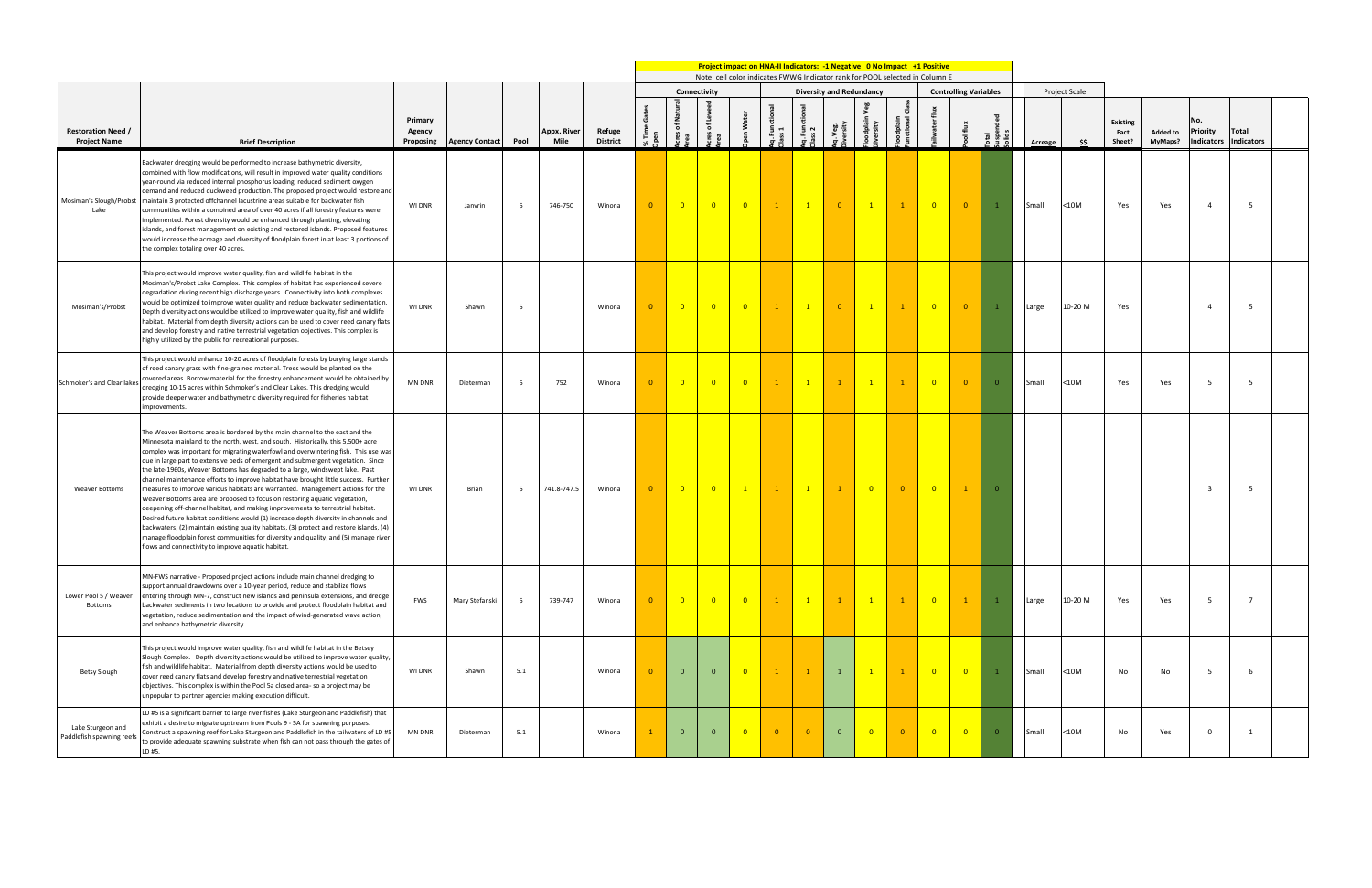| Restoration Need / Project Name | Brief Description | Primary Agency Proposing | Agency Contact | Pool | Appx. River Mile | Refuge District | Project impact on HNA-II Indicators: -1 Negative 0 No Impact +1 Positive<br>Note: cell color indicates FWWG Indicator rank for POOL selected in Column E<br>Connectivity: % Time Gates Open | Connectivity: Acres of Natural Area | Connectivity: Acres of Leveed Area | Connectivity: Open Water | Diversity and Redundancy: Aq. Functional Class 1 | Diversity and Redundancy: Aq. Functional Class 2 | Diversity and Redundancy: Aq. Veg. Diversity | Diversity and Redundancy: Floodplain Veg. Diversity | Diversity and Redundancy: Floodplain Functional Class | Controlling Variables: Tailwater flux | Controlling Variables: Pool flux | Controlling Variables: Total Suspended Solids | Project Scale: Acreage | Project Scale: $$ | Existing Fact Sheet? | Added to MyMaps? | No. Priority Indicators | Total Indicators |
|---|---|---|---|---|---|---|---|---|---|---|---|---|---|---|---|---|---|---|---|---|---|---|---|---|
| Mosiman's Slough/Probst Lake | Backwater dredging would be performed to increase bathymetric diversity, combined with flow modifications, will result in improved water quality conditions year-round via reduced internal phosphorus loading, reduced sediment oxygen demand and reduced duckweed production. The proposed project would restore and maintain 3 protected offchannel lacustrine areas suitable for backwater fish communities within a combined area of over 40 acres if all forestry features were implemented. Forest diversity would be enhanced through planting, elevating islands, and forest management on existing and restored islands. Proposed features would increase the acreage and diversity of floodplain forest in at least 3 portions of the complex totaling over 40 acres. | WI DNR | Janvrin | 5 | 746-750 | Winona | 0 | 0 | 0 | 0 | 1 | 1 | 0 | 1 | 1 | 0 | 0 | 1 | Small | <10M | Yes | Yes | 4 | 5 |
| Mosiman's/Probst | This project would improve water quality, fish and wildlife habitat in the Mosiman's/Probst Lake Complex. This complex of habitat has experienced severe degradation during recent high discharge years. Connectivity into both complexes would be optimized to improve water quality and reduce backwater sedimentation. Depth diversity actions would be utilized to improve water quality, fish and wildlife habitat. Material from depth diversity actions can be used to cover reed canary flats and develop forestry and native terrestrial vegetation objectives. This complex is highly utilized by the public for recreational purposes. | WI DNR | Shawn | 5 | | Winona | 0 | 0 | 0 | 0 | 1 | 1 | 0 | 1 | 1 | 0 | 0 | 1 | Large | 10-20 M | Yes | | 4 | 5 |
| Schmoker's and Clear lakes | This project would enhance 10-20 acres of floodplain forests by burying large stands of reed canary grass with fine-grained material. Trees would be planted on the covered areas. Borrow material for the forestry enhancement would be obtained by dredging 10-15 acres within Schmoker's and Clear Lakes. This dredging would provide deeper water and bathymetric diversity required for fisheries habitat improvements. | MN DNR | Dieterman | 5 | 752 | Winona | 0 | 0 | 0 | 0 | 1 | 1 | 1 | 1 | 1 | 0 | 0 | 0 | Small | <10M | Yes | Yes | 5 | 5 |
| Weaver Bottoms | The Weaver Bottoms area is bordered by the main channel to the east and the Minnesota mainland to the north, west, and south. Historically, this 5,500+ acre complex was important for migrating waterfowl and overwintering fish. This use was due in large part to extensive beds of emergent and submergent vegetation. Since the late-1960s, Weaver Bottoms has degraded to a large, windswept lake. Past channel maintenance efforts to improve habitat have brought little success. Further measures to improve various habitats are warranted. Management actions for the Weaver Bottoms area are proposed to focus on restoring aquatic vegetation, deepening off-channel habitat, and making improvements to terrestrial habitat. Desired future habitat conditions would (1) increase depth diversity in channels and backwaters, (2) maintain existing quality habitats, (3) protect and restore islands, (4) manage floodplain forest communities for diversity and quality, and (5) manage river flows and connectivity to improve aquatic habitat. | WI DNR | Brian | 5 | 741.8-747.5 | Winona | 0 | 0 | 0 | 1 | 1 | 1 | 1 | 0 | 0 | 0 | 1 | 0 | | | | | 3 | 5 |
| Lower Pool 5 / Weaver Bottoms | MN-FWS narrative - Proposed project actions include main channel dredging to support annual drawdowns over a 10-year period, reduce and stabilize flows entering through MN-7, construct new islands and peninsula extensions, and dredge backwater sediments in two locations to provide and protect floodplain habitat and vegetation, reduce sedimentation and the impact of wind-generated wave action, and enhance bathymetric diversity. | FWS | Mary Stefanski | 5 | 739-747 | Winona | 0 | 0 | 0 | 0 | 1 | 1 | 1 | 1 | 1 | 0 | 1 | 1 | Large | 10-20 M | Yes | Yes | 5 | 7 |
| Betsy Slough | This project would improve water quality, fish and wildlife habitat in the Betsey Slough Complex. Depth diversity actions would be utilized to improve water quality, fish and wildlife habitat. Material from depth diversity actions would be used to cover reed canary flats and develop forestry and native terrestrial vegetation objectives. This complex is within the Pool 5a closed area- so a project may be unpopular to partner agencies making execution difficult. | WI DNR | Shawn | 5.1 | | Winona | 0 | 0 | 0 | 0 | 1 | 1 | 1 | 1 | 1 | 0 | 0 | 1 | Small | <10M | No | No | 5 | 6 |
| Lake Sturgeon and Paddlefish spawning reefs | LD #5 is a significant barrier to large river fishes (Lake Sturgeon and Paddlefish) that exhibit a desire to migrate upstream from Pools 9 - 5A for spawning purposes. Construct a spawning reef for Lake Sturgeon and Paddlefish in the tailwaters of LD #5 to provide adequate spawning substrate when fish can not pass through the gates of LD #5. | MN DNR | Dieterman | 5.1 | | Winona | 1 | 0 | 0 | 0 | 0 | 0 | 0 | 0 | 0 | 0 | 0 | 0 | Small | <10M | No | Yes | 0 | 1 |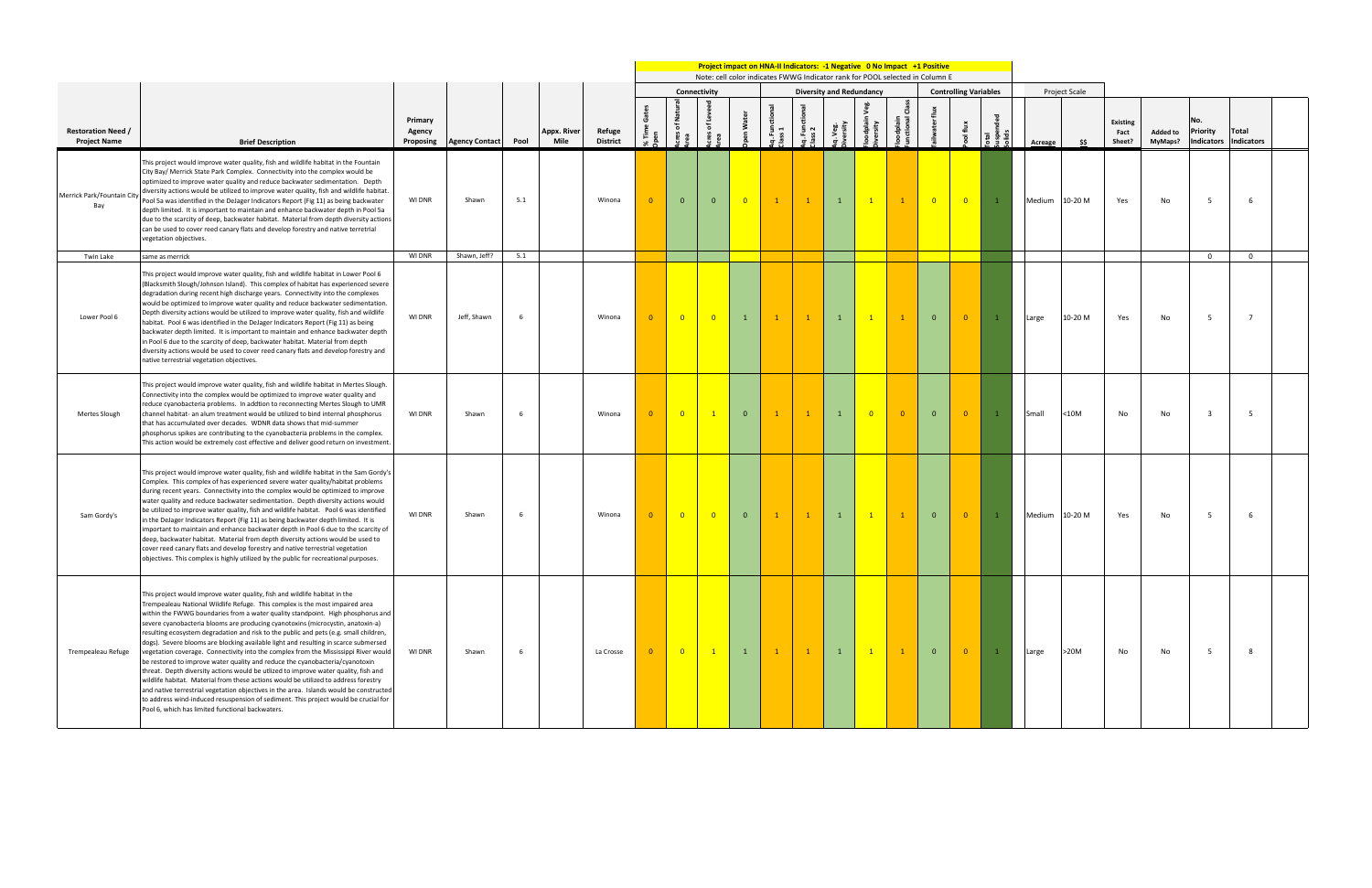| | | | | | | | Project impact on HNA-II Indicators: -1 Negative 0 No Impact +1 Positive<br>Note: cell color indicates FWWG Indicator rank for POOL selected in Column E | | | | | | | | | | | | | | | | | | | |
|---|---|---|---|---|---|---|---|---|---|---|---|---|---|---|---|---|---|---|---|---|---|---|---|---|---|
| | | | | | | | Connectivity | | | | Diversity and Redundancy | | | | | Controlling Variables | | | Project Scale | | | | | | |
| **Restoration Need / Project Name** | **Brief Description** | **Primary Agency Proposing** | **Agency Contact** | **Pool** | **Appx. River Mile** | **Refuge District** | % Time Gates Open | Acres of Natural Area | Acres of Leveed Area | Open Water | Aq. Functional Class 1 | Aq. Functional Class 2 | Aq. Veg. Diversity | Floodplain Veg. Diversity | Floodplain Functional Class | Tailwater flux | Pool flux | Total Suspended Solids | **Acreage** | **$$** | **Existing Fact Sheet?** | **Added to MyMaps?** | **No. Priority Indicators** | **Total Indicators** |
| Merrick Park/Fountain City Bay | This project would improve water quality, fish and wildlife habitat in the Fountain City Bay/ Merrick State Park Complex. Connectivity into the complex would be optimized to improve water quality and reduce backwater sedimentation. Depth diversity actions would be utilized to improve water quality, fish and wildlife habitat. Pool 5a was identified in the DeJager Indicators Report (Fig 11) as being backwater depth limited. It is important to maintain and enhance backwater depth in Pool 5a due to the scarcity of deep, backwater habitat. Material from depth diversity actions can be used to cover reed canary flats and develop forestry and native terrestrial vegetation objectives. | WI DNR | Shawn | 5.1 | | Winona | 0 | 0 | 0 | 0 | 1 | 1 | 1 | 1 | 1 | 0 | 0 | 1 | Medium | 10-20 M | Yes | No | 5 | 6 |
| Twin Lake | same as merrick | WI DNR | Shawn, Jeff? | 5.1 | | | | | | | | | | | | | | | | | | | 0 | 0 |
| Lower Pool 6 | This project would improve water quality, fish and wildlife habitat in Lower Pool 6 (Blacksmith Slough/Johnson Island). This complex of habitat has experienced severe degradation during recent high discharge years. Connectivity into the complexes would be optimized to improve water quality and reduce backwater sedimentation. Depth diversity actions would be utilized to improve water quality, fish and wildlife habitat. Pool 6 was identified in the DeJager Indicators Report (Fig 11) as being backwater depth limited. It is important to maintain and enhance backwater depth in Pool 6 due to the scarcity of deep, backwater habitat. Material from depth diversity actions would be used to cover reed canary flats and develop forestry and native terrestrial vegetation objectives. | WI DNR | Jeff, Shawn | 6 | | Winona | 0 | 0 | 0 | 1 | 1 | 1 | 1 | 1 | 1 | 0 | 0 | 1 | Large | 10-20 M | Yes | No | 5 | 7 |
| Mertes Slough | This project would improve water quality, fish and wildlife habitat in Mertes Slough. Connectivity into the complex would be optimized to improve water quality and reduce cyanobacteria problems. In addtion to reconnecting Mertes Slough to UMR channel habitat- an alum treatment would be utilized to bind internal phosphorus that has accumulated over decades. WDNR data shows that mid-summer phosphorus spikes are contributing to the cyanobacteria problems in the complex. This action would be extremely cost effective and deliver good return on investment. | WI DNR | Shawn | 6 | | Winona | 0 | 0 | 1 | 0 | 1 | 1 | 1 | 0 | 0 | 0 | 0 | 1 | Small | <10M | No | No | 3 | 5 |
| Sam Gordy's | This project would improve water quality, fish and wildlife habitat in the Sam Gordy's Complex. This complex of has experienced severe water quality/habitat problems during recent years. Connectivity into the complex would be optimized to improve water quality and reduce backwater sedimentation. Depth diversity actions would be utilized to improve water quality, fish and wildlife habitat. Pool 6 was identified in the DeJager Indicators Report (Fig 11) as being backwater depth limited. It is important to maintain and enhance backwater depth in Pool 6 due to the scarcity of deep, backwater habitat. Material from depth diversity actions would be used to cover reed canary flats and develop forestry and native terrestrial vegetation objectives. This complex is highly utilized by the public for recreational purposes. | WI DNR | Shawn | 6 | | Winona | 0 | 0 | 0 | 0 | 1 | 1 | 1 | 1 | 1 | 0 | 0 | 1 | Medium | 10-20 M | Yes | No | 5 | 6 |
| Trempealeau Refuge | This project would improve water quality, fish and wildlife habitat in the Trempealeau National Wildlife Refuge. This complex is the most impaired area within the FWWG boundaries from a water quality standpoint. High phosphorus and severe cyanobacteria blooms are producing cyanotoxins (microcystin, anatoxin-a) resulting ecosystem degradation and risk to the public and pets (e.g. small children, dogs). Severe blooms are blocking available light and resulting in scarce submersed vegetation coverage. Connectivity into the complex from the Mississippi River would be restored to improve water quality and reduce the cyanobacteria/cyanotoxin threat. Depth diversity actions would be utlized to improve water quality, fish and wildlife habitat. Material from these actions would be utilized to address forestry and native terrestrial vegetation objectives in the area. Islands would be constructed to address wind-induced resuspension of sediment. This project would be crucial for Pool 6, which has limited functional backwaters. | WI DNR | Shawn | 6 | | La Crosse | 0 | 0 | 1 | 1 | 1 | 1 | 1 | 1 | 1 | 0 | 0 | 1 | Large | >20M | No | No | 5 | 8 |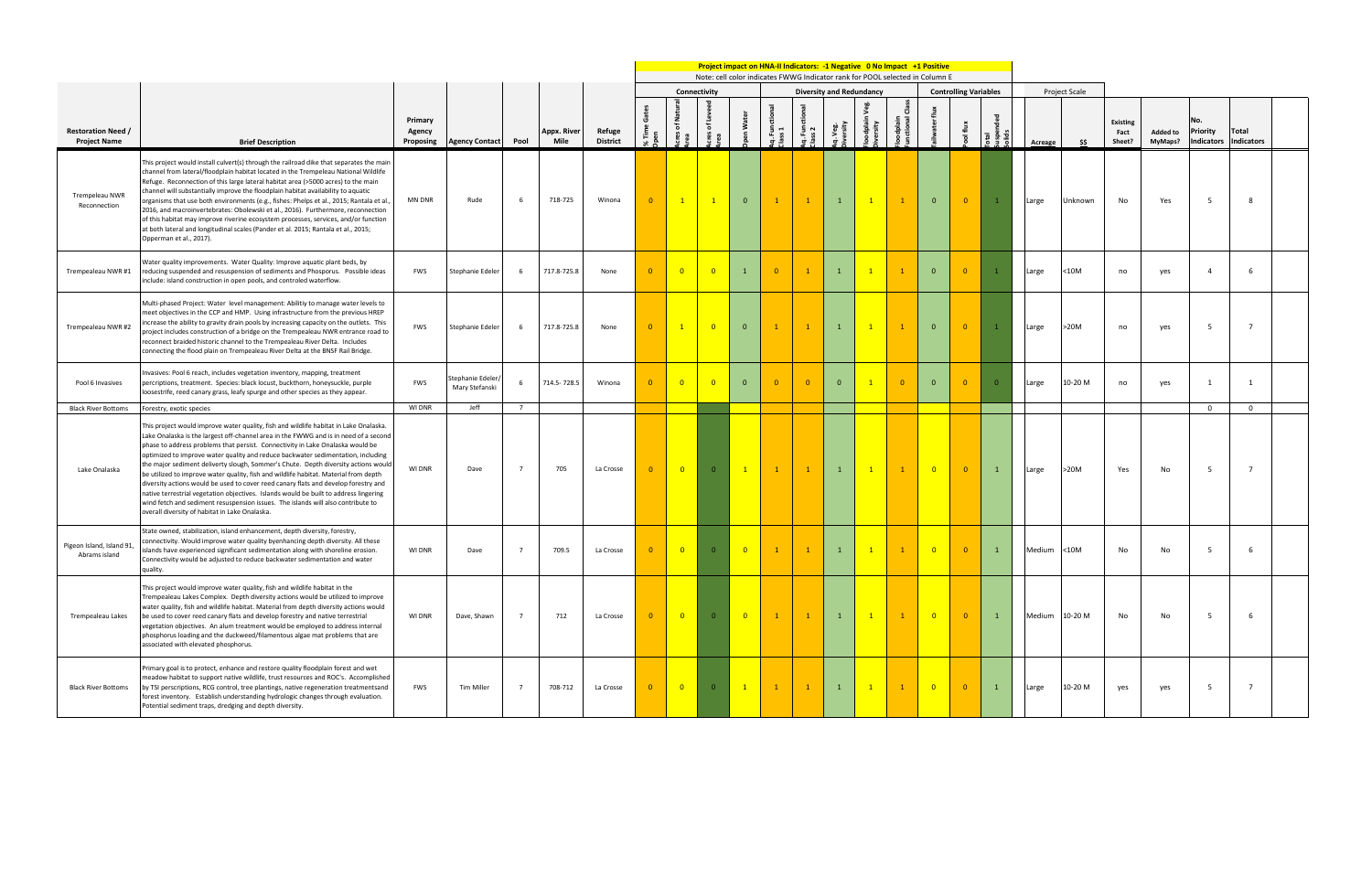| | | | | | | | Project impact on HNA-II Indicators: -1 Negative 0 No Impact +1 Positive<br>Note: cell color indicates FWWG Indicator rank for POOL selected in Column E | | | | | | | | | | | | | | | | | | | |
|---|---|---|---|---|---|---|---|---|---|---|---|---|---|---|---|---|---|---|---|---|---|---|---|---|
| | | | | | | | Connectivity | | | | Diversity and Redundancy | | | | | Controlling Variables | | | Project Scale | | | | | | |
| **Restoration Need / Project Name** | **Brief Description** | **Primary Agency Proposing** | **Agency Contact** | **Pool** | **Appx. River Mile** | **Refuge District** | % Time Gates Open | Acres of Natural Area | Acres of Leveed Area | Open Water | Aq. Functional Class 1 | Aq. Functional Class 2 | Aq. Veg. Diversity | Floodplain Veg. Diversity | Floodplain Functional Class | Tailwater flux | Pool flux | Total Suspended Solids | **Acreage** | **$$** | **Existing Fact Sheet?** | **Added to MyMaps?** | **No. Priority Indicators** | **Total Indicators** |
| Trempealeau NWR Reconnection | This project would install culvert(s) through the railroad dike that separates the main channel from lateral/floodplain habitat located in the Trempealeau National Wildlife Refuge. Reconnection of this large lateral habitat area (>5000 acres) to the main channel will substantially improve the floodplain habitat availability to aquatic organisms that use both environments (e.g., fishes: Phelps et al., 2015; Rantala et al., 2016, and macroinvertebrates: Obolewski et al., 2016). Furthermore, reconnection of this habitat may improve riverine ecosystem processes, services, and/or function at both lateral and longitudinal scales (Pander et al. 2015; Rantala et al., 2015; Opperman et al., 2017). | MN DNR | Rude | 6 | 718-725 | Winona | 0 | 1 | 1 | 0 | 1 | 1 | 1 | 1 | 1 | 0 | 0 | 1 | Large | Unknown | No | Yes | 5 | 8 |
| Trempealeau NWR #1 | Water quality improvements. Water Quality: Improve aquatic plant beds, by reducing suspended and resuspension of sediments and Phosporus. Possible ideas include: island construction in open pools, and controled waterflow. | FWS | Stephanie Edeler | 6 | 717.8-725.8 | None | 0 | 0 | 0 | 1 | 0 | 1 | 1 | 1 | 1 | 0 | 0 | 1 | Large | <10M | no | yes | 4 | 6 |
| Trempealeau NWR #2 | Multi-phased Project: Water level management: Abilitiy to manage water levels to meet objectives in the CCP and HMP. Using infrastructure from the previous HREP increase the ability to gravity drain pools by increasing capacity on the outlets. This project includes construction of a bridge on the Trempealeau NWR entrance road to reconnect braided historic channel to the Trempealeau River Delta. Includes connecting the flood plain on Trempealeau River Delta at the BNSF Rail Bridge. | FWS | Stephanie Edeler | 6 | 717.8-725.8 | None | 0 | 1 | 0 | 0 | 1 | 1 | 1 | 1 | 1 | 0 | 0 | 1 | Large | >20M | no | yes | 5 | 7 |
| Pool 6 Invasives | Invasives: Pool 6 reach, includes vegetation inventory, mapping, treatment pescriptions, treatment. Species: black locust, buckthorn, honeysuckle, purple loosestrife, reed canary grass, leafy spurge and other species as they appear. | FWS | Stephanie Edeler/ Mary Stefanski | 6 | 714.5- 728.5 | Winona | 0 | 0 | 0 | 0 | 0 | 0 | 0 | 1 | 0 | 0 | 0 | 0 | Large | 10-20 M | no | yes | 1 | 1 |
| Black River Bottoms | Forestry, exotic species | WI DNR | Jeff | 7 | | | | | | | | | | | | | | | | | | | 0 | 0 |
| Lake Onalaska | This project would improve water quality, fish and wildlife habitat in Lake Onalaska. Lake Onalaska is the largest off-channel area in the FWWG and is in need of a second phase to address problems that persist. Connectivity in Lake Onalaska would be optimized to improve water quality and reduce backwater sedimentation, including the major sediment delverty slough, Sommer's Chute. Depth diversity actions would be utilized to improve water quality, fish and wildlife habitat. Material from depth diversity actions would be used to cover reed canary flats and develop forestry and native terrestrial vegetation objectives. Islands would be built to address lingering wind fetch and sediment resuspension issues. The islands will also contribute to overall diversity of habitat in Lake Onalaska. | WI DNR | Dave | 7 | 705 | La Crosse | 0 | 0 | 0 | 1 | 1 | 1 | 1 | 1 | 1 | 0 | 0 | 1 | Large | >20M | Yes | No | 5 | 7 |
| Pigeon Island, Island 91, Abrams island | State owned, stabilization, island enhancement, depth diversity, forestry, connectivity. Would improve water quality byenhancing depth diversity. All these islands have experienced significant sedimentation along with shoreline erosion. Connectivity would be adjusted to reduce backwater sedimentation and water quality. | WI DNR | Dave | 7 | 709.5 | La Crosse | 0 | 0 | 0 | 0 | 1 | 1 | 1 | 1 | 1 | 0 | 0 | 1 | Medium | <10M | No | No | 5 | 6 |
| Trempealeau Lakes | This project would improve water quality, fish and wildlife habitat in the Trempealeau Lakes Complex. Depth diversity actions would be utilized to improve water quality, fish and wildlife habitat. Material from depth diversity actions would be used to cover reed canary flats and develop forestry and native terrestrial vegetation objectives. An alum treatment would be employed to address internal phosphorus loading and the duckweed/filamentous algae mat problems that are associated with elevated phosphorus. | WI DNR | Dave, Shawn | 7 | 712 | La Crosse | 0 | 0 | 0 | 0 | 1 | 1 | 1 | 1 | 1 | 0 | 0 | 1 | Medium | 10-20 M | No | No | 5 | 6 |
| Black River Bottoms | Primary goal is to protect, enhance and restore quality floodplain forest and wet meadow habitat to support native wildlife, trust resources and ROC's. Accomplished by TSI perscriptions, RCG control, tree plantings, native regeneration treatmentsand forest inventory. Establish understanding hydrologic changes through evaluation. Potential sediment traps, dredging and depth diversity. | FWS | Tim Miller | 7 | 708-712 | La Crosse | 0 | 0 | 0 | 1 | 1 | 1 | 1 | 1 | 1 | 0 | 0 | 1 | Large | 10-20 M | yes | yes | 5 | 7 |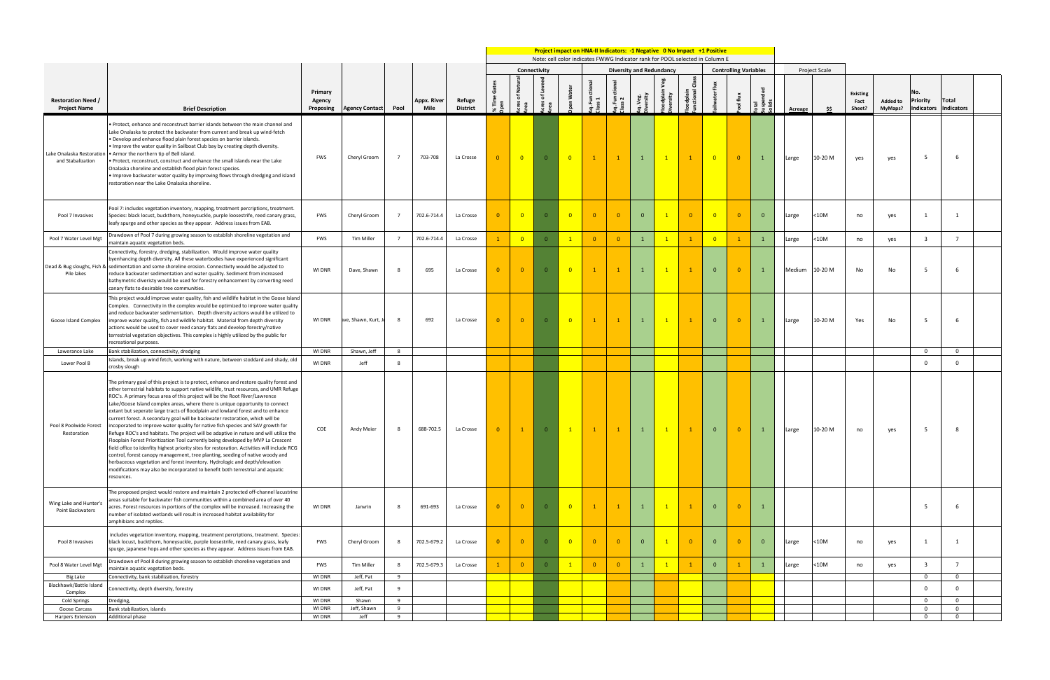**Project impact on HNA-II Indicators: -1 Negative 0 No Impact +1 Positive**

Note: cell color indicates FWWG Indicator rank for POOL selected in Column E

| Restoration Need / Project Name | Brief Description | Primary Agency Proposing | Agency Contact | Pool | Appx. River Mile | Refuge District | Connectivity | | | | Diversity and Redundancy | | | | | Controlling Variables | | | Project Scale | | Existing Fact Sheet? | Added to MyMaps? | No. Priority Indicators | Total Indicators |
|---|---|---|---|---|---|---|---|---|---|---|---|---|---|---|---|---|---|---|---|---|---|---|---|---|
| | | | | | | | % Time Gates Open | Acres of Natural Area | Acres of Leveed Area | Open Water | Aq. Functional Class 1 | Aq. Functional Class 2 | Aq. Veg. Diversity | Floodplain Veg. Diversity | Floodplain Functional Class | Tailwater flux | Pool flux | Total Suspended Solids | Acreage | $$ | | | | |
| Lake Onalaska Restoration and Stabalization | • Protect, enhance and reconstruct barrier islands between the main channel and Lake Onalaska to protect the backwater from current and break up wind-fetch • Develop and enhance flood plain forest species on barrier islands. • Improve the water quality in Sailboat Club bay by creating depth diversity. • Armor the northern tip of Bell island. • Protect, reconstruct, construct and enhance the small islands near the Lake Onalaska shoreline and establish flood plain forest species. • Improve backwater water quality by improving flows through dredging and island restoration near the Lake Onalaska shoreline. | FWS | Cheryl Groom | 7 | 703-708 | La Crosse | 0 | 0 | 0 | 0 | 1 | 1 | 1 | 1 | 1 | 0 | 0 | 1 | Large | 10-20 M | yes | yes | 5 | 6 |
| Pool 7 Invasives | Pool 7: includes vegetation inventory, mapping, treatment percriptions, treatment. Species: black locust, buckthorn, honeysuckle, purple loosestrife, reed canary grass, leafy spurge and other species as they appear. Address issues from EAB. | FWS | Cheryl Groom | 7 | 702.6-714.4 | La Crosse | 0 | 0 | 0 | 0 | 0 | 0 | 0 | 1 | 0 | 0 | 0 | 0 | Large | <10M | no | yes | 1 | 1 |
| Pool 7 Water Level Mgt | Drawdown of Pool 7 during growing season to establish shoreline vegetation and maintain aquatic vegetation beds. | FWS | Tim Miller | 7 | 702.6-714.4 | La Crosse | 1 | 0 | 0 | 1 | 0 | 0 | 1 | 1 | 1 | 0 | 1 | 1 | Large | <10M | no | yes | 3 | 7 |
| Dead & Bug sloughs, Fish & Pile lakes | Connectivity, forestry, dredging, stabilization. Would improve water quality byenhancing depth diversity. All these waterbodies have experienced significant sedimentation and some shoreline erosion. Connectivity would be adjusted to reduce backwater sedimentation and water quality. Sediment from increased bathymetric diveristy would be used for forestry enhancement by converting reed canary flats to desirable tree communities. | WI DNR | Dave, Shawn | 8 | 695 | La Crosse | 0 | 0 | 0 | 0 | 1 | 1 | 1 | 1 | 1 | 0 | 0 | 1 | Medium | 10-20 M | No | No | 5 | 6 |
| Goose Island Complex | This project would improve water quality, fish and wildlife habitat in the Goose Island Complex. Connectivity in the complex would be optimized to improve water quality and reduce backwater sedimentation. Depth diversity actions would be utilized to improve water quality, fish and wildlife habitat. Material from depth diversity actions would be used to cover reed canary flats and develop forestry/native terrestrial vegetation objectives. This complex is highly utilized by the public for recreational purposes. | WI DNR | ave, Shawn, Kurt, J | 8 | 692 | La Crosse | 0 | 0 | 0 | 0 | 1 | 1 | 1 | 1 | 1 | 0 | 0 | 1 | Large | 10-20 M | Yes | No | 5 | 6 |
| Lawerance Lake | Bank stabilization, connectivity, dredging | WI DNR | Shawn, Jeff | 8 | | | | | | | | | | | | | | | | | | | 0 | 0 |
| Lower Pool 8 | Islands, break up wind fetch, working with nature, between stoddard and shady, old crosby slough | WI DNR | Jeff | 8 | | | | | | | | | | | | | | | | | | | 0 | 0 |
| Pool 8 Poolwide Forest Restoration | The primary goal of this project is to protect, enhance and restore quality forest and other terrestrial habitats to support native wildlife, trust resources, and UMR Refuge ROC's. A primary focus area of this project will be the Root River/Lawrence Lake/Goose Island complex areas, where there is unique opportunity to connect extant but seperate large tracts of floodplain and lowland forest and to enhance current forest. A secondary goal will be backwater restoration, which will be incorporated to improve water quality for native fish species and SAV growth for Refuge ROC's and habitats. The project will be adaptive in nature and will utilize the Floodplain Forest Prioritization Tool currently being developed by MVP La Crescent field office to idenfity highest priority sites for restoration. Activities will include RCG control, forest canopy management, tree planting, seeding of native woody and herbaceous vegetation and forest inventory. Hydrologic and depth/elevation modifications may also be incorporated to benefit both terrestrial and aquatic resources. | COE | Andy Meier | 8 | 688-702.5 | La Crosse | 0 | 1 | 0 | 1 | 1 | 1 | 1 | 1 | 1 | 0 | 0 | 1 | Large | 10-20 M | no | yes | 5 | 8 |
| Wing Lake and Hunter's Point Backwaters | The proposed project would restore and maintain 2 protected off-channel lacustrine areas suitable for backwater fish communities within a combined area of over 40 acres. Forest resources in portions of the complex will be increased. Increasing the number of isolated wetlands will result in increased habitat availability for amphibians and reptiles. | WI DNR | Janvrin | 8 | 691-693 | La Crosse | 0 | 0 | 0 | 0 | 1 | 1 | 1 | 1 | 1 | 0 | 0 | 1 | | | | | 5 | 6 |
| Pool 8 Invasives | includes vegetation inventory, mapping, treatment percriptions, treatment. Species: black locust, buckthorn, honeysuckle, purple loosestrife, reed canary grass, leafy spurge, japanese hops and other species as they appear. Address issues from EAB. | FWS | Cheryl Groom | 8 | 702.5-679.2 | La Crosse | 0 | 0 | 0 | 0 | 0 | 0 | 0 | 1 | 0 | 0 | 0 | 0 | Large | <10M | no | yes | 1 | 1 |
| Pool 8 Water Level Mgt | Drawdown of Pool 8 during growing season to establish shoreline vegetation and maintain aquatic vegetation beds. | FWS | Tim Miller | 8 | 702.5-679.3 | La Crosse | 1 | 0 | 0 | 1 | 0 | 0 | 1 | 1 | 1 | 0 | 1 | 1 | Large | <10M | no | yes | 3 | 7 |
| Big Lake | Connectivity, bank stabilization, forestry | WI DNR | Jeff, Pat | 9 | | | | | | | | | | | | | | | | | | | 0 | 0 |
| Blackhawk/Battle Island Complex | Connectivity, depth diversity, forestry | WI DNR | Jeff, Pat | 9 | | | | | | | | | | | | | | | | | | | 0 | 0 |
| Cold Springs | Dredging, | WI DNR | Shawn | 9 | | | | | | | | | | | | | | | | | | | 0 | 0 |
| Goose Carcass | Bank stabilization, islands | WI DNR | Jeff, Shawn | 9 | | | | | | | | | | | | | | | | | | | 0 | 0 |
| Harpers Extension | Additional phase | WI DNR | Jeff | 9 | | | | | | | | | | | | | | | | | | | 0 | 0 |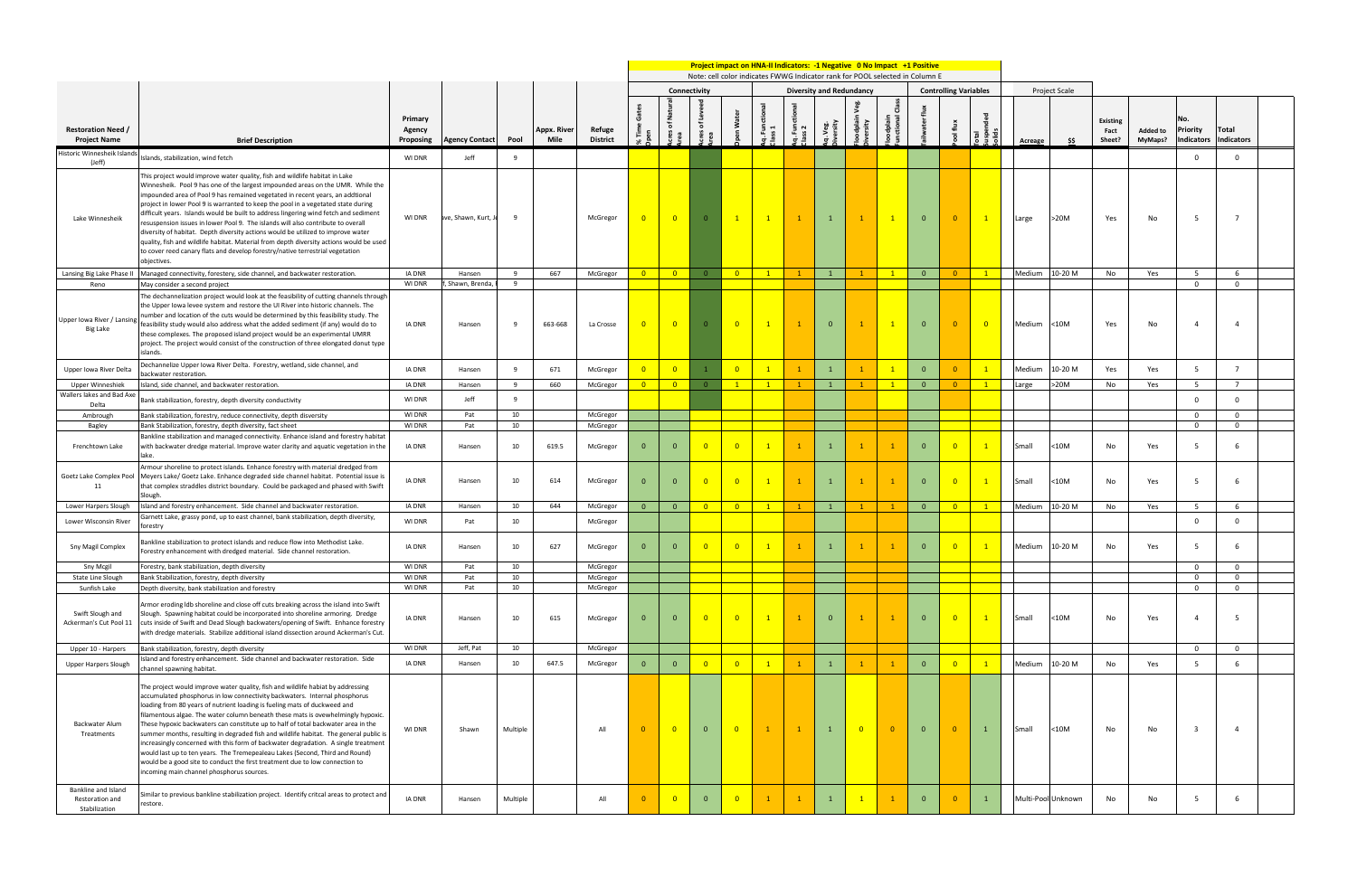**Project impact on HNA-II Indicators: -1 Negative 0 No Impact +1 Positive**

Note: cell color indicates FWWG Indicator rank for POOL selected in Column E

| Restoration Need / Project Name | Brief Description | Primary Agency Proposing | Agency Contact | Pool | Appx. River Mile | Refuge District | Connectivity | | | | Diversity and Redundancy | | | | | Controlling Variables | | | Project Scale | | Existing Fact Sheet? | Added to MyMaps? | No. Priority Indicators | Total Indicators |
|---|---|---|---|---|---|---|---|---|---|---|---|---|---|---|---|---|---|---|---|---|---|---|---|---|
| | | | | | | | % Time Gates Open | Acres of Natural Area | Acres of Leveed Area | Open Water | Aq. Functional Class 1 | Aq. Functional Class 2 | Aq. Veg. Diversity | Floodplain Veg. Diversity | Floodplain Functional Class | Tailwater flux | Pool flux | Total Suspended Solids | Acreage | $$ | | | | |
| Historic Winneshiek Islands (Jeff) | Islands, stabilization, wind fetch | WI DNR | Jeff | 9 | | | | | | | | | | | | | | | | | | | 0 | 0 |
| Lake Winneshiek | This project would improve water quality, fish and wildlife habitat in Lake Winneshiek. Pool 9 has one of the largest impounded areas on the UMR. While the impounded area of Pool 9 has remained vegetated in recent years, an additional project in lower Pool 9 is warranted to keep the pool in a vegetated state during difficult years. Islands would be built to address lingering wind fetch and sediment resuspension issues in lower Pool 9. The islands will also contribute to overall diversity of habitat. Depth diversity actions would be utilized to improve water quality, fish and wildlife habitat. Material from depth diversity actions would be used to cover reed canary flats and develop forestry/native terrestrial vegetation objectives. | WI DNR | ave, Shawn, Kurt, Je | 9 | | McGregor | 0 | 0 | 0 | 1 | 1 | 1 | 1 | 1 | 1 | 0 | 0 | 1 | Large | >20M | Yes | No | 5 | 7 |
| Lansing Big Lake Phase II | Managed connectivity, forestery, side channel, and backwater restoration. | IA DNR | Hansen | 9 | 667 | McGregor | 0 | 0 | 0 | 0 | 1 | 1 | 1 | 1 | 1 | 0 | 0 | 1 | Medium | 10-20 M | No | Yes | 5 | 6 |
| Reno | May consider a second project | WI DNR | f, Shawn, Brenda, | 9 | | | | | | | | | | | | | | | | | | | 0 | 0 |
| Upper Iowa River / Lansing Big Lake | The dechannelization project would look at the feasibility of cutting channels through the Upper Iowa levee system and restore the UI River into historic channels. The number and location of the cuts would be determined by this feasibility study. The feasibility study would also address what the added sediment (if any) would do to these complexes. The proposed island project would be an experimental UMRR project. The project would consist of the construction of three elongated donut type islands. | IA DNR | Hansen | 9 | 663-668 | La Crosse | 0 | 0 | 0 | 0 | 1 | 1 | 0 | 1 | 1 | 0 | 0 | 0 | Medium | <10M | Yes | No | 4 | 4 |
| Upper Iowa River Delta | Dechannelize Upper Iowa River Delta. Forestry, wetland, side channel, and backwater restoration. | IA DNR | Hansen | 9 | 671 | McGregor | 0 | 0 | 1 | 0 | 1 | 1 | 1 | 1 | 1 | 0 | 0 | 1 | Medium | 10-20 M | Yes | Yes | 5 | 7 |
| Upper Winneshiek | Island, side channel, and backwater restoration. | IA DNR | Hansen | 9 | 660 | McGregor | 0 | 0 | 0 | 1 | 1 | 1 | 1 | 1 | 1 | 0 | 0 | 1 | Large | >20M | No | Yes | 5 | 7 |
| Wallers lakes and Bad Axe Delta | Bank stabilization, forestry, depth diversity conductivity | WI DNR | Jeff | 9 | | | | | | | | | | | | | | | | | | | 0 | 0 |
| Ambrough | Bank stabilization, forestry, reduce connectivity, depth diversity | WI DNR | Pat | 10 | | McGregor | | | | | | | | | | | | | | | | | 0 | 0 |
| Bagley | Bank Stabilization, forestry, depth diversity, fact sheet | WI DNR | Pat | 10 | | McGregor | | | | | | | | | | | | | | | | | 0 | 0 |
| Frenchtown Lake | Bankline stabilization and managed connectivity. Enhance island and forestry habitat with backwater dredge material. Improve water clarity and aquatic vegetation in the lake. | IA DNR | Hansen | 10 | 619.5 | McGregor | 0 | 0 | 0 | 0 | 1 | 1 | 1 | 1 | 1 | 0 | 0 | 1 | Small | <10M | No | Yes | 5 | 6 |
| Goetz Lake Complex Pool 11 | Armour shoreline to protect islands. Enhance forestry with material dredged from Meyers Lake/ Goetz Lake. Enhance degraded side channel habitat. Potential issue is that complex straddles district boundary. Could be packaged and phased with Swift Slough. | IA DNR | Hansen | 10 | 614 | McGregor | 0 | 0 | 0 | 0 | 1 | 1 | 1 | 1 | 1 | 0 | 0 | 1 | Small | <10M | No | Yes | 5 | 6 |
| Lower Harpers Slough | Island and forestry enhancement. Side channel and backwater restoration. | IA DNR | Hansen | 10 | 644 | McGregor | 0 | 0 | 0 | 0 | 1 | 1 | 1 | 1 | 1 | 0 | 0 | 1 | Medium | 10-20 M | No | Yes | 5 | 6 |
| Lower Wisconsin River | Garnett Lake, grassy pond, up to east channel, bank stabilization, depth diversity, forestry | WI DNR | Pat | 10 | | McGregor | | | | | | | | | | | | | | | | | 0 | 0 |
| Sny Magil Complex | Bankline stabilization to protect islands and reduce flow into Methodist Lake. Forestry enhancement with dredged material. Side channel restoration. | IA DNR | Hansen | 10 | 627 | McGregor | 0 | 0 | 0 | 0 | 1 | 1 | 1 | 1 | 1 | 0 | 0 | 1 | Medium | 10-20 M | No | Yes | 5 | 6 |
| Sny Mcgil | Forestry, bank stabilization, depth diversity | WI DNR | Pat | 10 | | McGregor | | | | | | | | | | | | | | | | | 0 | 0 |
| State Line Slough | Bank Stabilization, forestry, depth diversity | WI DNR | Pat | 10 | | McGregor | | | | | | | | | | | | | | | | | 0 | 0 |
| Sunfish Lake | Depth diversity, bank stabilization and forestry | WI DNR | Pat | 10 | | McGregor | | | | | | | | | | | | | | | | | 0 | 0 |
| Swift Slough and Ackerman's Cut Pool 11 | Armor eroding ldb shoreline and close off cuts breaking across the island into Swift Slough. Spawning habitat could be incorporated into shoreline armoring. Dredge cuts inside of Swift and Dead Slough backwaters/opening of Swift. Enhance forestry with dredge materials. Stabilize additional island dissection around Ackerman's Cut. | IA DNR | Hansen | 10 | 615 | McGregor | 0 | 0 | 0 | 0 | 1 | 1 | 0 | 1 | 1 | 0 | 0 | 1 | Small | <10M | No | Yes | 4 | 5 |
| Upper 10 - Harpers | Bank stabilization, forestry, depth diversity | WI DNR | Jeff, Pat | 10 | | McGregor | | | | | | | | | | | | | | | | | 0 | 0 |
| Upper Harpers Slough | Island and forestry enhancement. Side channel and backwater restoration. Side channel spawning habitat. | IA DNR | Hansen | 10 | 647.5 | McGregor | 0 | 0 | 0 | 0 | 1 | 1 | 1 | 1 | 1 | 0 | 0 | 1 | Medium | 10-20 M | No | Yes | 5 | 6 |
| Backwater Alum Treatments | The project would improve water quality, fish and wildlife habiat by addressing accumulated phosphorus in low connectivity backwaters. Internal phosphorus loading from 80 years of nutrient loading is fueling mats of duckweed and filamentous algae. The water column beneath these mats is ovewhelmingly hypoxic. These hypoxic backwaters can constitute up to half of total backwater area in the summer months, resulting in degraded fish and wildlife habitat. The general public is increasingly concerned with this form of backwater degradation. A single treatment would last up to ten years. The Tremepealeau Lakes (Second, Third and Round) would be a good site to conduct the first treatment due to low connection to incoming main channel phosphorus sources. | WI DNR | Shawn | Multiple | | All | 0 | 0 | 0 | 0 | 1 | 1 | 1 | 0 | 0 | 0 | 0 | 1 | Small | <10M | No | No | 3 | 4 |
| Bankline and Island Restoration and Stabilization | Similar to previous bankline stabilization project. Identify critcal areas to protect and restore. | IA DNR | Hansen | Multiple | | All | 0 | 0 | 0 | 0 | 1 | 1 | 1 | 1 | 1 | 0 | 0 | 1 | Multi-Pool | Unknown | No | No | 5 | 6 |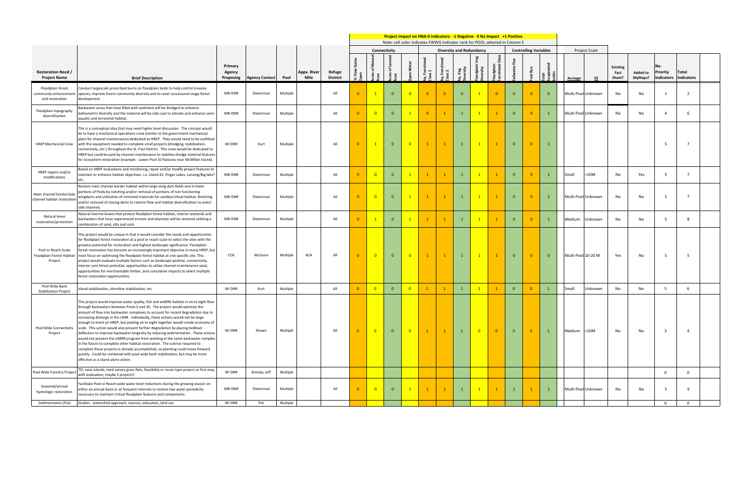| | | | | | | | Project impact on HNA-II Indicators: -1 Negative 0 No Impact +1 Positive | | | | | | | | | | | | | | | | | | | | |
|---|---|---|---|---|---|---|---|---|---|---|---|---|---|---|---|---|---|---|---|---|---|---|---|---|---|---|---|
| | | | | | | | Note: cell color indicates FWWG Indicator rank for POOL selected in Column E | | | | | | | | | | | | | | | | | | | | |
| | | | | | | | Connectivity | | | | Diversity and Redundancy | | | | | Controlling Variables | | | Project Scale | | | | | |
| Restoration Need / Project Name | Brief Description | Primary Agency Proposing | Agency Contact | Pool | Appx. River Mile | Refuge District | % Time Gates Open | Acres of Natural Area | Acres of Leveed Area | Open Water | Aq. Functional Class 1 | Aq. Functional Class 2 | Aq. Veg. Diversity | Floodplain Veg. Diversity | Floodplain Functional Class | Tailwater flux | Pool flux | Total Suspended Solids | Acreage | $$ | Existing Fact Sheet? | Added to MyMaps? | No. Priority Indicators | Total Indicators |
| Floodplain forest community enhancement and restoration | Conduct largescale prescribed burns on floodplain lands to help control invasive species, improve forest community diversity and to reset successional stage forest development. | MN DNR | Dieterman | Multiple | | All | 0 | 1 | 0 | 0 | 0 | 0 | 0 | 1 | 0 | 0 | 0 | 0 | Multi-Pool | Unknown | No | No | 1 | 2 |
| Floodplain topography diversification | Backwater areas that have filled with sediment will be dredged to enhance bathymetric diversity and the material will be side-cast to elevate and enhance semi-aquatic and terrestrial habitat. | MN DNR | Dieterman | Multiple | | All | 0 | 0 | 0 | 1 | 0 | 1 | 1 | 1 | 1 | 0 | 0 | 1 | Multi-Pool | Unknown | No | No | 4 | 6 |
| HREP Mechancial Crew | This is a conceptual idea that may need higher level discussion. The concept would be to have a mechanical operations crew (similar to the government mechanical plant for channel maintenance) dedicated to HREP. They would need to be outfitted with the equipment needed to complete small projects (dredging, stabilization, connectivity, etc.) throughout the St. Paul District. This crew would be dedicated to HREP but could be paid by channel maintenance to stabilize dredge material features for ecosystem restoration (example - Lower Pool 10 features near McMillan Island). | WI DNR | Kurt | Multiple | | All | 0 | 1 | 0 | 0 | 1 | 1 | 1 | 1 | 1 | 0 | 0 | 1 | | | | | 5 | 7 |
| HREP repairs and/or modifications | Based on HREP evaluations and monitoring, repair and/or modify project features to maintain or enhance habitat objectives. i.e. Island 42, Finger Lakes, Lansing/Big lake? etc. | MN DNR | Dieterman | Multiple | | All | 0 | 0 | 0 | 1 | 1 | 1 | 1 | 1 | 1 | 0 | 0 | 1 | Small | <10M | No | Yes | 5 | 7 |
| Main channel border/side channel habitat restoration | Restore main channel border habitat within large wing dam fields and in lower portions of Pools by notching and/or removal of portions of non functioning wingdams and utilization of removed materials for sandbar/shoal habitat. Notching and/or removal of closing dams to restore flow and habitat diversification to select side channels. | MN DNR | Dieterman | Multiple | | All | 0 | 0 | 0 | 1 | 1 | 1 | 1 | 1 | 1 | 0 | 0 | 1 | Multi-Pool | Unknown | No | No | 5 | 7 |
| Natural levee restoration/protection | Natural riverine levees that protect floodplain forest habitat, interior wetlands and backwaters that have experienced erosion and disection will be restored utilizing a combination of sand, silts and rock. | MN DNR | Dieterman | Multiple | | All | 0 | 1 | 0 | 1 | 1 | 1 | 1 | 1 | 1 | 0 | 0 | 1 | Medium | Unknown | No | No | 5 | 8 |
| Pool or Reach-Scale Floodplain Forest Habitat Project | This project would be unique in that it would consider the needs and opportunities for floodplain forest restoration at a pool or reach scale to select the sites with the greatest potential for restoration and highest landscape significance. Floodplain forest restoration has become an increasingly important objective in many HREP, but most focus on optimizing the floodplain forest habitat on a specific site. This project would evaluate multiple factors such as landscape position, connectivity, interior core forest potential, opportunities to utilize channel maintenance sand, opportunities for merchantable timber, and cumulative impacts to select multiple forest restoration opportunities. | COE | McGuire | Multiple | N/A | All | 0 | 0 | 0 | 0 | 1 | 1 | 1 | 1 | 1 | 0 | 0 | 0 | Multi-Pool | 10-20 M | Yes | No | 5 | 5 |
| Pool Wide Bank Stabilization Project | Island stabilization, shoreline stabilization, etc. | WI DNR | Kurt | Multiple | | All | 0 | 0 | 0 | 0 | 1 | 1 | 1 | 1 | 1 | 0 | 0 | 1 | Small | Unknown | No | No | 5 | 6 |
| Pool Wide Connectivity Project | This project would improve water quality, fish and wildlife habitat in six to eight flow-through backwaters between Pools 5 and 10. The project would optimize the amount of flow into backwater complexes to account for recent degradation due to increasing disharge in the UMR. Individually, these actions would not be large enough to merit an HREP, but pooling six to eight together would create economy of scale. This action would also prevent further degradation by placing bedload deflectors to improve backwater longevity by reducing sedimentation. These actions would not prevent the UMRR program from working in the same backwater complex in the future to complete other habitat restoration. The science required to complete these projects is already accomplished, so planning could move forward quickly. Could be combined with pool wide bank stabilization, but may be more effective as a stand-alone action. | WI DNR | Shawn | Multiple | | All | 0 | 0 | 0 | 0 | 1 | 1 | 1 | 0 | 0 | 0 | 0 | 1 | Medium | <10M | No | No | 3 | 4 |
| Pool Wide Forestry Project | TSI, raise islands, reed canary grass flats, feasibility or recon type project as first step, with evaluation, maybe 2 projects? | WI DNR | Brenda, Jeff | Multiple | | | | | | | | | | | | | | | | | | | 0 | 0 |
| Seasonal/annual hydrologic restoration | Facilitate Pool or Reach-wide water level reductions during the growing season on either an annual basis or at frequent intervals to restore low water periodicity necessary to maintain critical floodplain features and components. | MN DNR | Dieterman | Multiple | | All | 0 | 0 | 0 | 1 | 1 | 1 | 1 | 1 | 1 | 1 | 1 | 1 | Multi-Pool | Unknown | No | No | 5 | 9 |
| Sedimentation (Pat) | Studies - watershed approach, sources, education, land use | WI DNR | Pat | Multiple | | | | | | | | | | | | | | | | | | | 0 | 0 |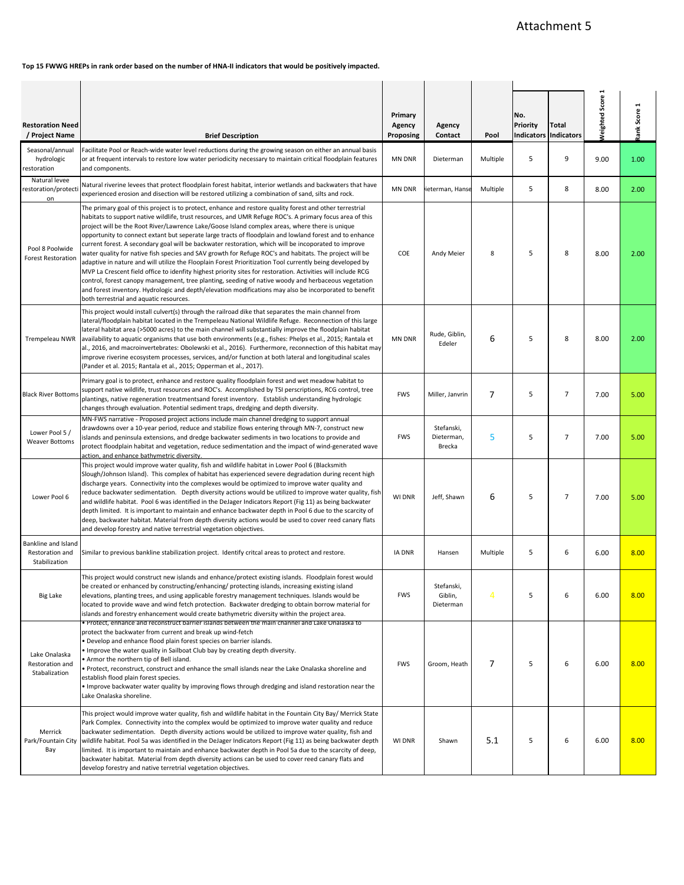Attachment 5

**Top 15 FWWG HREPs in rank order based on the number of HNA-II indicators that would be positively impacted.**

| Restoration Need / Project Name | Brief Description | Primary Agency Proposing | Agency Contact | Pool | No. Priority Indicators | Total Indicators | Weighted Score 1 | Rank Score 1 |
|---|---|---|---|---|---|---|---|---|
| Seasonal/annual hydrologic restoration | Facilitate Pool or Reach-wide water level reductions during the growing season on either an annual basis or at frequent intervals to restore low water periodicity necessary to maintain critical floodplain features and components. | MN DNR | Dieterman | Multiple | 5 | 9 | 9.00 | 1.00 |
| Natural levee restoration/protection | Natural riverine levees that protect floodplain forest habitat, interior wetlands and backwaters that have experienced erosion and disection will be restored utilizing a combination of sand, silts and rock. | MN DNR | Dieterman, Hanse | Multiple | 5 | 8 | 8.00 | 2.00 |
| Pool 8 Poolwide Forest Restoration | The primary goal of this project is to protect, enhance and restore quality forest and other terrestrial habitats to support native wildlife, trust resources, and UMR Refuge ROC's. A primary focus area of this project will be the Root River/Lawrence Lake/Goose Island complex areas, where there is unique opportunity to connect extant but seperate large tracts of floodplain and lowland forest and to enhance current forest. A secondary goal will be backwater restoration, which will be incoporated to improve water quality for native fish species and SAV growth for Refuge ROC's and habitats. The project will be adaptive in nature and will utilize the Floodplain Forest Prioritization Tool currently being developed by MVP La Crescent field office to idenfity highest priority sites for restoration. Activities will include RCG control, forest canopy management, tree planting, seeding of native woody and herbaceous vegetation and forest inventory. Hydrologic and depth/elevation modifications may also be incorporated to benefit both terrestrial and aquatic resources. | COE | Andy Meier | 8 | 5 | 8 | 8.00 | 2.00 |
| Trempeleau NWR | This project would install culvert(s) through the railroad dike that separates the main channel from lateral/floodplain habitat located in the Trempeleau National Wildlife Refuge. Reconnection of this large lateral habitat area (>5000 acres) to the main channel will substantially improve the floodplain habitat availability to aquatic organisms that use both environments (e.g., fishes: Phelps et al., 2015; Rantala et al., 2016, and macroinvertebrates: Obolewski et al., 2016). Furthermore, reconnection of this habitat may improve riverine ecosystem processes, services, and/or function at both lateral and longitudinal scales (Pander et al. 2015; Rantala et al., 2015; Opperman et al., 2017). | MN DNR | Rude, Giblin, Edeler | 6 | 5 | 8 | 8.00 | 2.00 |
| Black River Bottoms | Primary goal is to protect, enhance and restore quality floodplain forest and wet meadow habitat to support native wildlife, trust resources and ROC's. Accomplished by TSI perscriptions, RCG control, tree plantings, native regeneration treatmentsand forest inventory. Establish understanding hydrologic changes through evaluation. Potential sediment traps, dredging and depth diversity. | FWS | Miller, Janvrin | 7 | 5 | 7 | 7.00 | 5.00 |
| Lower Pool 5 / Weaver Bottoms | MN-FWS narrative - Proposed project actions include main channel dredging to support annual drawdowns over a 10-year period, reduce and stabilize flows entering through MN-7, construct new islands and peninsula extensions, and dredge backwater sediments in two locations to provide and protect floodplain habitat and vegetation, reduce sedimentation and the impact of wind-generated wave action, and enhance bathymetric diversity. | FWS | Stefanski, Dieterman, Brecka | 5 | 5 | 7 | 7.00 | 5.00 |
| Lower Pool 6 | This project would improve water quality, fish and wildlife habitat in Lower Pool 6 (Blacksmith Slough/Johnson Island). This complex of habitat has experienced severe degradation during recent high discharge years. Connectivity into the complexes would be optimized to improve water quality and reduce backwater sedimentation. Depth diversity actions would be utilized to improve water quality, fish and wildlife habitat. Pool 6 was identified in the DeJager Indicators Report (Fig 11) as being backwater depth limited. It is important to maintain and enhance backwater depth in Pool 6 due to the scarcity of deep, backwater habitat. Material from depth diversity actions would be used to cover reed canary flats and develop forestry and native terrestrial vegetation objectives. | WI DNR | Jeff, Shawn | 6 | 5 | 7 | 7.00 | 5.00 |
| Bankline and Island Restoration and Stabilization | Similar to previous bankline stabilization project. Identify critcal areas to protect and restore. | IA DNR | Hansen | Multiple | 5 | 6 | 6.00 | 8.00 |
| Big Lake | This project would construct new islands and enhance/protect existing islands. Floodplain forest would be created or enhanced by constructing/enhancing/ protecting islands, increasing existing island elevations, planting trees, and using applicable forestry management techniques. Islands would be located to provide wave and wind fetch protection. Backwater dredging to obtain borrow material for islands and forestry enhancement would create bathymetric diversity within the project area. | FWS | Stefanski, Giblin, Dieterman | 4 | 5 | 6 | 6.00 | 8.00 |
| Lake Onalaska Restoration and Stabalization | • Protect, enhance and reconstruct barrier islands between the main channel and Lake Onalaska to protect the backwater from current and break up wind-fetch<br>• Develop and enhance flood plain forest species on barrier islands.<br>• Improve the water quality in Sailboat Club bay by creating depth diversity.<br>• Armor the northern tip of Bell island.<br>• Protect, reconstruct, construct and enhance the small islands near the Lake Onalaska shoreline and establish flood plain forest species.<br>• Improve backwater water quality by improving flows through dredging and island restoration near the Lake Onalaska shoreline. | FWS | Groom, Heath | 7 | 5 | 6 | 6.00 | 8.00 |
| Merrick Park/Fountain City Bay | This project would improve water quality, fish and wildlife habitat in the Fountain City Bay/ Merrick State Park Complex. Connectivity into the complex would be optimized to improve water quality and reduce backwater sedimentation. Depth diversity actions would be utilized to improve water quality, fish and wildlife habitat. Pool 5a was identified in the DeJager Indicators Report (Fig 11) as being backwater depth limited. It is important to maintain and enhance backwater depth in Pool 5a due to the scarcity of deep, backwater habitat. Material from depth diversity actions can be used to cover reed canary flats and develop forestry and native terretrial vegetation objectives. | WI DNR | Shawn | 5.1 | 5 | 6 | 6.00 | 8.00 |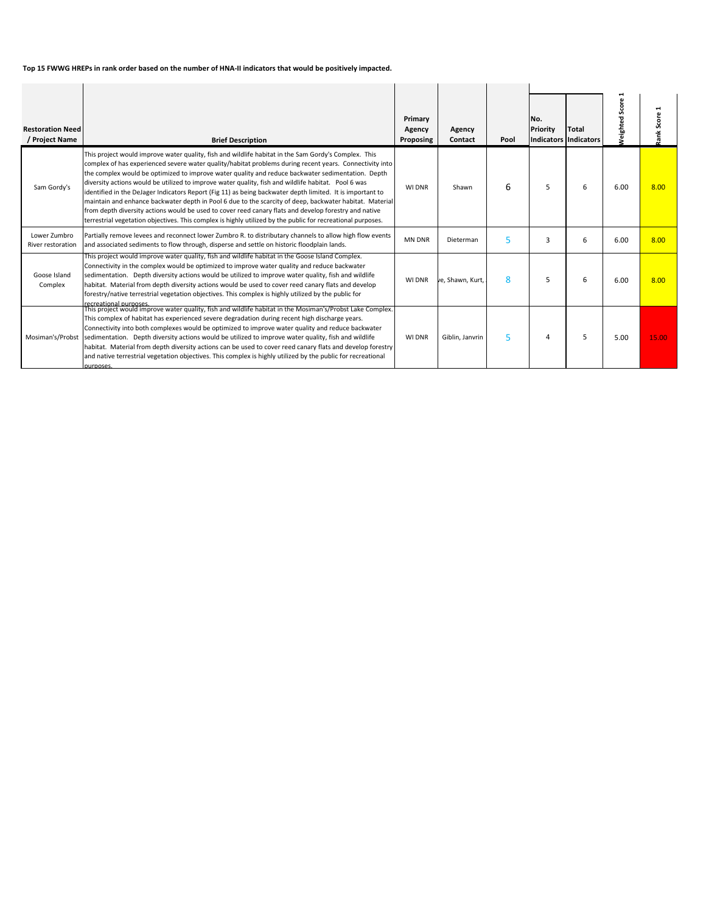**Top 15 FWWG HREPs in rank order based on the number of HNA-II indicators that would be positively impacted.**

| Restoration Need / Project Name | Brief Description | Primary Agency Proposing | Agency Contact | Pool | No. Priority Indicators | Total Indicators | Weighted Score 1 | Rank Score 1 |
|---|---|---|---|---|---|---|---|---|
| Sam Gordy's | This project would improve water quality, fish and wildlife habitat in the Sam Gordy's Complex. This complex of has experienced severe water quality/habitat problems during recent years. Connectivity into the complex would be optimized to improve water quality and reduce backwater sedimentation. Depth diversity actions would be utilized to improve water quality, fish and wildlife habitat. Pool 6 was identified in the DeJager Indicators Report (Fig 11) as being backwater depth limited. It is important to maintain and enhance backwater depth in Pool 6 due to the scarcity of deep, backwater habitat. Material from depth diversity actions would be used to cover reed canary flats and develop forestry and native terrestrial vegetation objectives. This complex is highly utilized by the public for recreational purposes. | WI DNR | Shawn | 6 | 5 | 6 | 6.00 | 8.00 |
| Lower Zumbro River restoration | Partially remove levees and reconnect lower Zumbro R. to distributary channels to allow high flow events and associated sediments to flow through, disperse and settle on historic floodplain lands. | MN DNR | Dieterman | 5 | 3 | 6 | 6.00 | 8.00 |
| Goose Island Complex | This project would improve water quality, fish and wildlife habitat in the Goose Island Complex. Connectivity in the complex would be optimized to improve water quality and reduce backwater sedimentation. Depth diversity actions would be utilized to improve water quality, fish and wildlife habitat. Material from depth diversity actions would be used to cover reed canary flats and develop forestry/native terrestrial vegetation objectives. This complex is highly utilized by the public for recreational purposes. | WI DNR | ve, Shawn, Kurt, . | 8 | 5 | 6 | 6.00 | 8.00 |
| Mosiman's/Probst | This project would improve water quality, fish and wildlife habitat in the Mosiman's/Probst Lake Complex. This complex of habitat has experienced severe degradation during recent high discharge years. Connectivity into both complexes would be optimized to improve water quality and reduce backwater sedimentation. Depth diversity actions would be utilized to improve water quality, fish and wildlife habitat. Material from depth diversity actions can be used to cover reed canary flats and develop forestry and native terrestrial vegetation objectives. This complex is highly utilized by the public for recreational purposes. | WI DNR | Giblin, Janvrin | 5 | 4 | 5 | 5.00 | 15.00 |